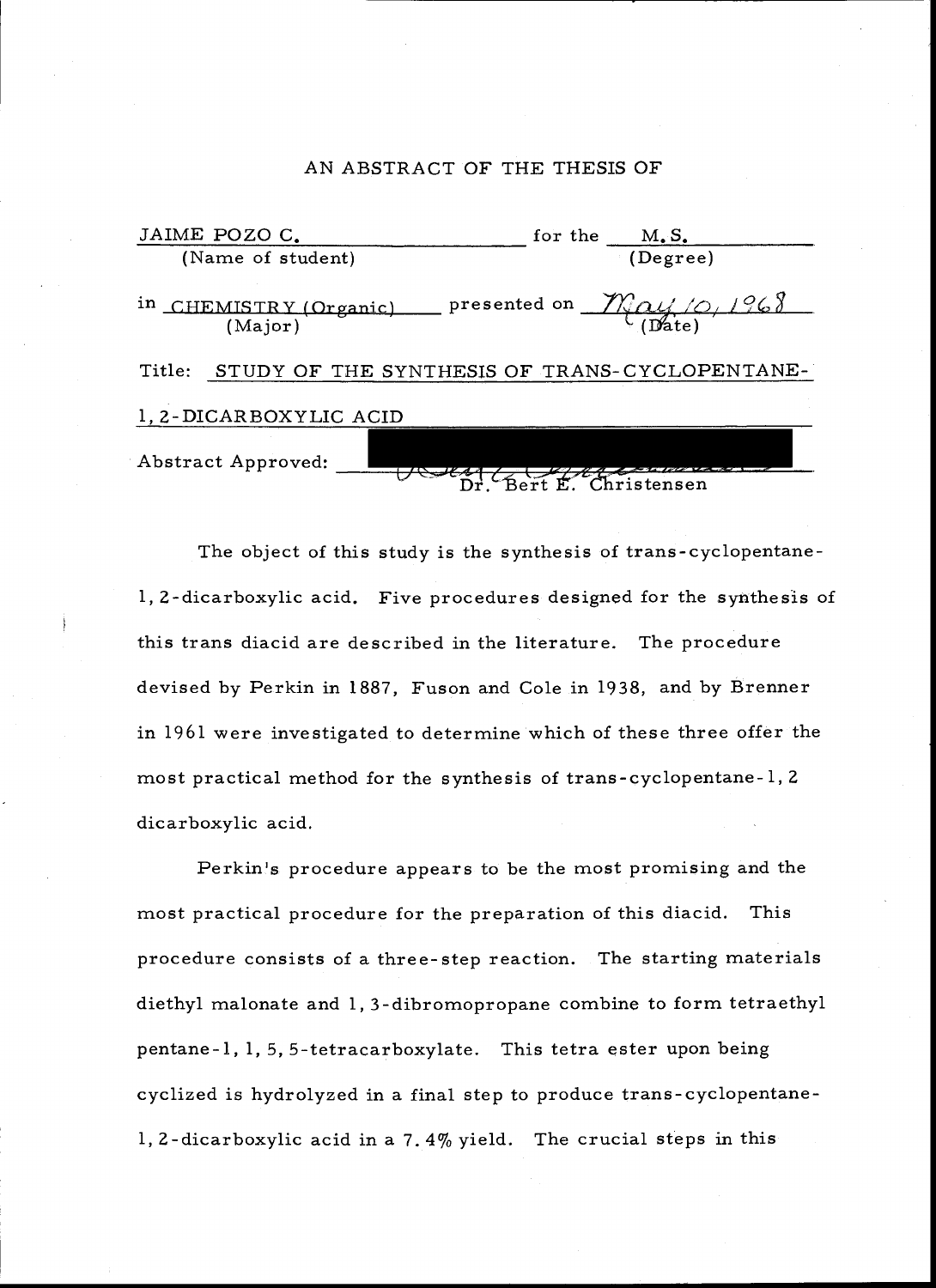AN ABSTRACT OF THE THESIS OF

JAIME POZO C. for the M.S.
(Name of student) (Degree)

in CHEMISTRY (Organic) presented on May 10, 1968
(Major) (Date)

Title: STUDY OF THE SYNTHESIS OF TRANS-CYCLOPENTANE-1,2-DICARBOXYLIC ACID

Abstract Approved: Dr. Bert E. Christensen

The object of this study is the synthesis of trans-cyclopentane-1,2-dicarboxylic acid. Five procedures designed for the synthesis of this trans diacid are described in the literature. The procedure devised by Perkin in 1887, Fuson and Cole in 1938, and by Brenner in 1961 were investigated to determine which of these three offer the most practical method for the synthesis of trans-cyclopentane-1,2 dicarboxylic acid.

Perkin's procedure appears to be the most promising and the most practical procedure for the preparation of this diacid. This procedure consists of a three-step reaction. The starting materials diethyl malonate and 1,3-dibromopropane combine to form tetraethyl pentane-1,1,5,5-tetracarboxylate. This tetra ester upon being cyclized is hydrolyzed in a final step to produce trans-cyclopentane-1,2-dicarboxylic acid in a 7.4% yield. The crucial steps in this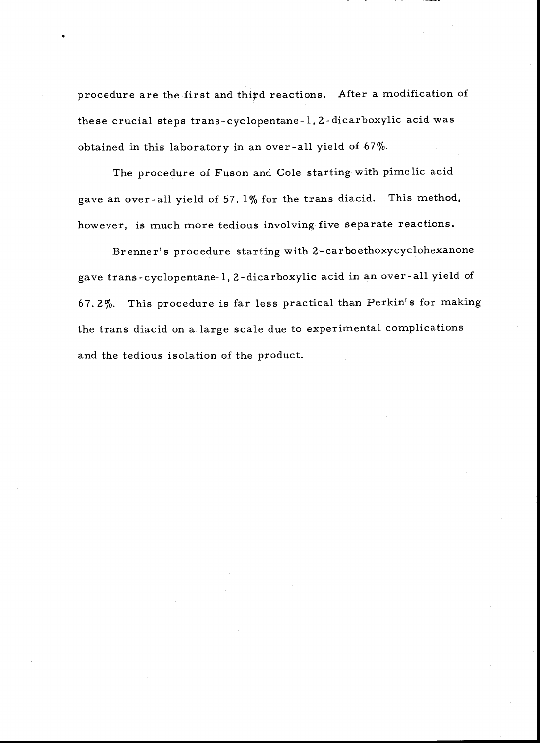procedure are the first and third reactions. After a modification of these crucial steps trans-cyclopentane-1, 2-dicarboxylic acid was obtained in this laboratory in an over-all yield of 67%.

The procedure of Fuson and Cole starting with pimelic acid gave an over-all yield of 57.1% for the trans diacid. This method, however, is much more tedious involving five separate reactions.

Brenner's procedure starting with 2-carboethoxycyclohexanone gave trans-cyclopentane-1, 2-dicarboxylic acid in an over-all yield of 67.2%. This procedure is far less practical than Perkin's for making the trans diacid on a large scale due to experimental complications and the tedious isolation of the product.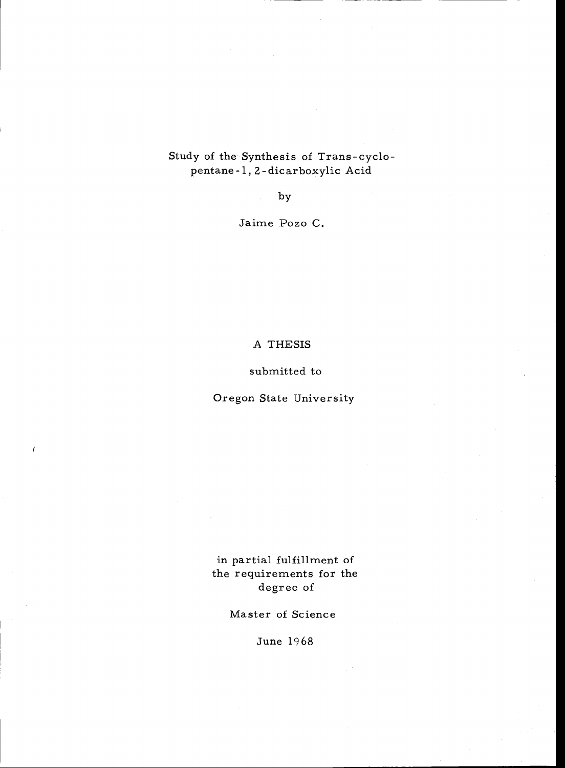# Study of the Synthesis of Trans-cyclo-pentane-1, 2-dicarboxylic Acid

by

Jaime Pozo C.

A THESIS

submitted to

Oregon State University

in partial fulfillment of
the requirements for the
degree of

Master of Science

June 1968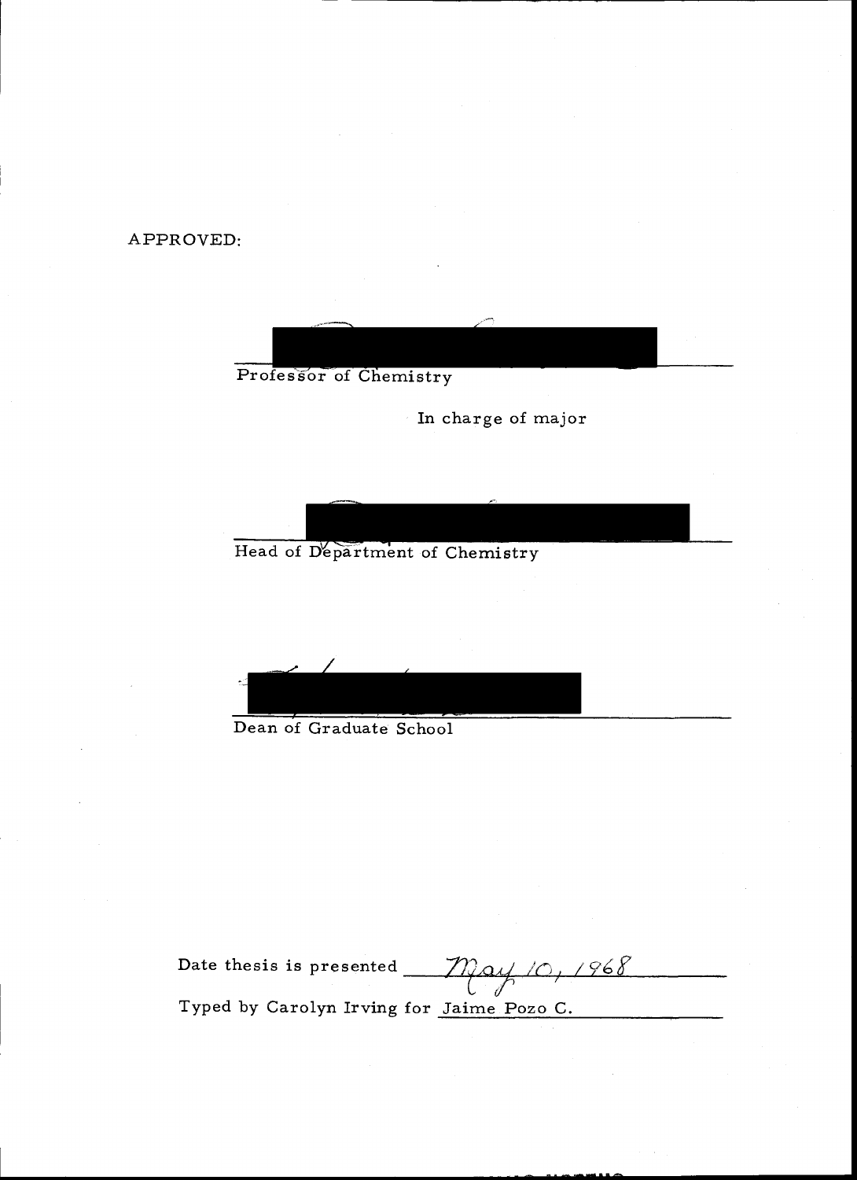APPROVED:

Professor of Chemistry

In charge of major

Head of Department of Chemistry

Dean of Graduate School

Date thesis is presented May 10, 1968

Typed by Carolyn Irving for Jaime Pozo C.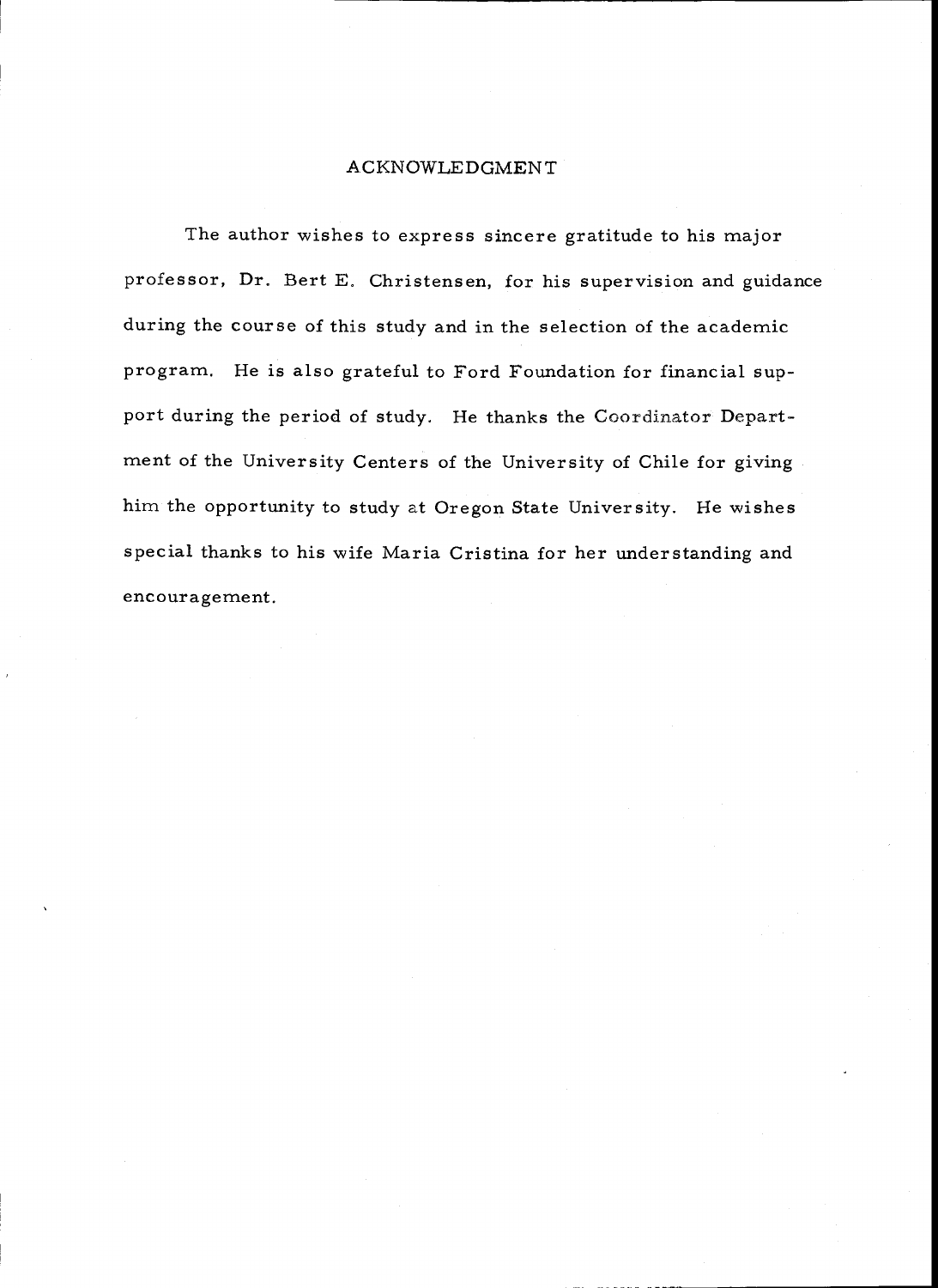# ACKNOWLEDGMENT

The author wishes to express sincere gratitude to his major professor, Dr. Bert E. Christensen, for his supervision and guidance during the course of this study and in the selection of the academic program. He is also grateful to Ford Foundation for financial support during the period of study. He thanks the Coordinator Department of the University Centers of the University of Chile for giving him the opportunity to study at Oregon State University. He wishes special thanks to his wife Maria Cristina for her understanding and encouragement.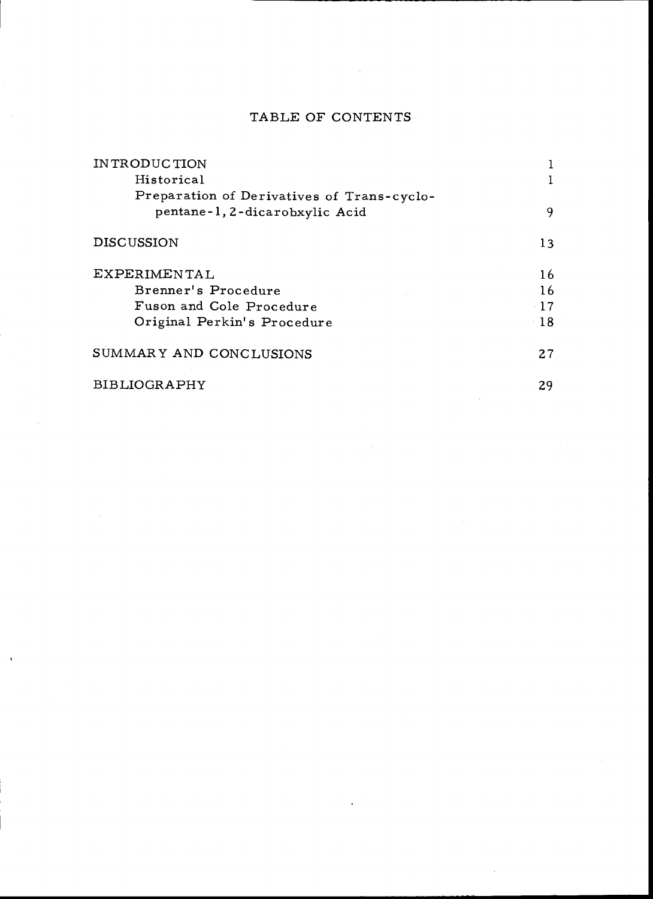# TABLE OF CONTENTS

| | |
|---|---|
| INTRODUCTION | 1 |
| Historical | 1 |
| Preparation of Derivatives of Trans-cyclo-pentane-1, 2-dicarobxylic Acid | 9 |
| DISCUSSION | 13 |
| EXPERIMENTAL | 16 |
| Brenner's Procedure | 16 |
| Fuson and Cole Procedure | 17 |
| Original Perkin's Procedure | 18 |
| SUMMARY AND CONCLUSIONS | 27 |
| BIBLIOGRAPHY | 29 |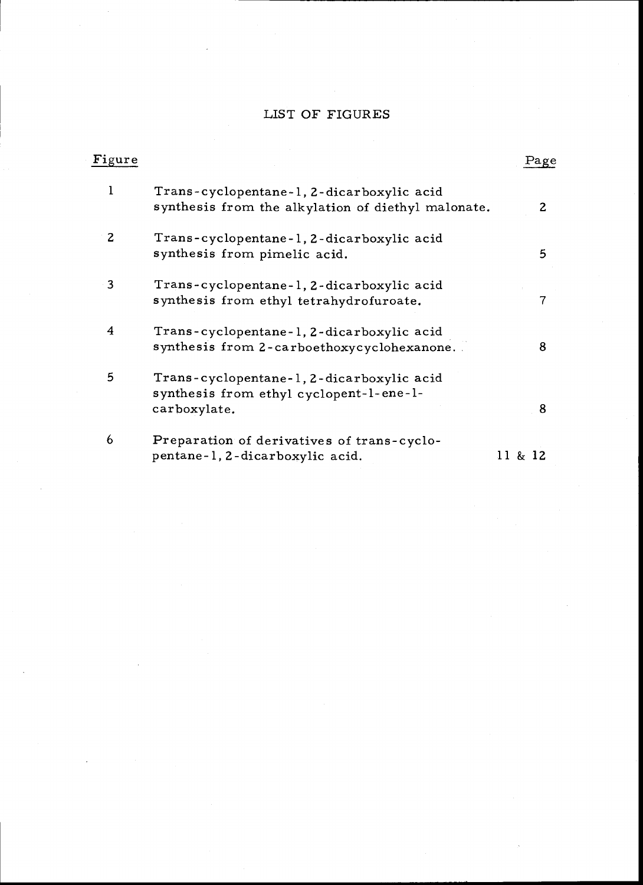# LIST OF FIGURES

| Figure | | Page |
|---|---|---|
| 1 | Trans-cyclopentane-1, 2-dicarboxylic acid synthesis from the alkylation of diethyl malonate. | 2 |
| 2 | Trans-cyclopentane-1, 2-dicarboxylic acid synthesis from pimelic acid. | 5 |
| 3 | Trans-cyclopentane-1, 2-dicarboxylic acid synthesis from ethyl tetrahydrofuroate. | 7 |
| 4 | Trans-cyclopentane-1, 2-dicarboxylic acid synthesis from 2-carboethoxycyclohexanone. | 8 |
| 5 | Trans-cyclopentane-1, 2-dicarboxylic acid synthesis from ethyl cyclopent-1-ene-1-carboxylate. | 8 |
| 6 | Preparation of derivatives of trans-cyclopentane-1, 2-dicarboxylic acid. | 11 & 12 |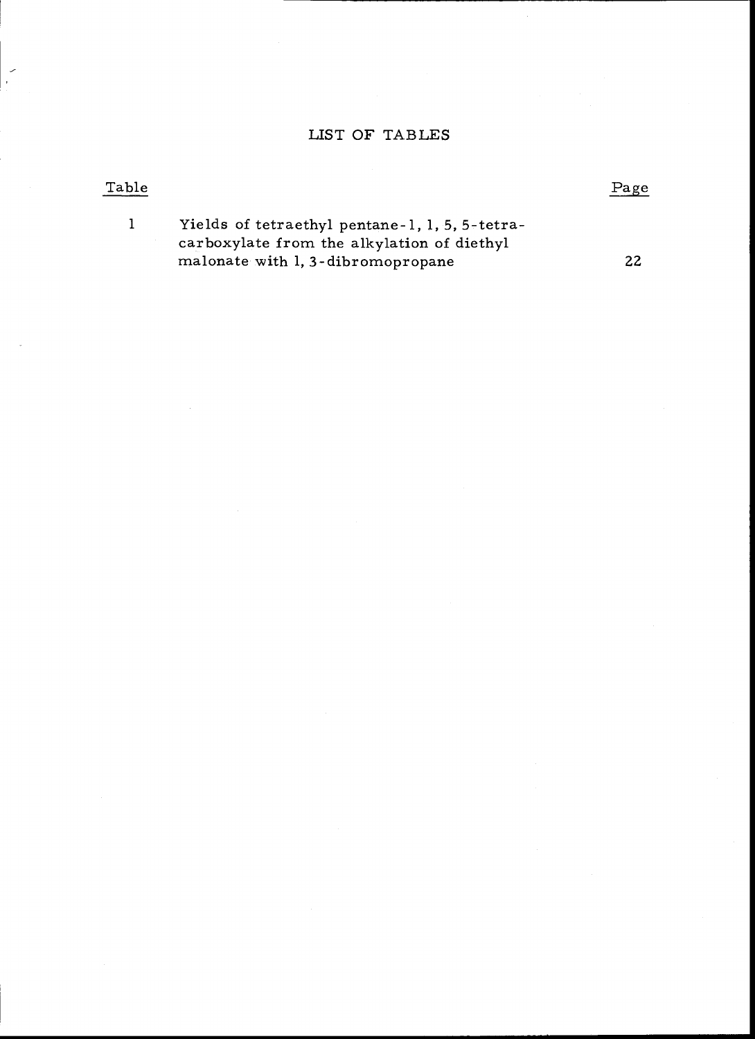# LIST OF TABLES

| Table | | Page |
|---|---|---|
| 1 | Yields of tetraethyl pentane-1, 1, 5, 5-tetra-carboxylate from the alkylation of diethyl malonate with 1, 3-dibromopropane | 22 |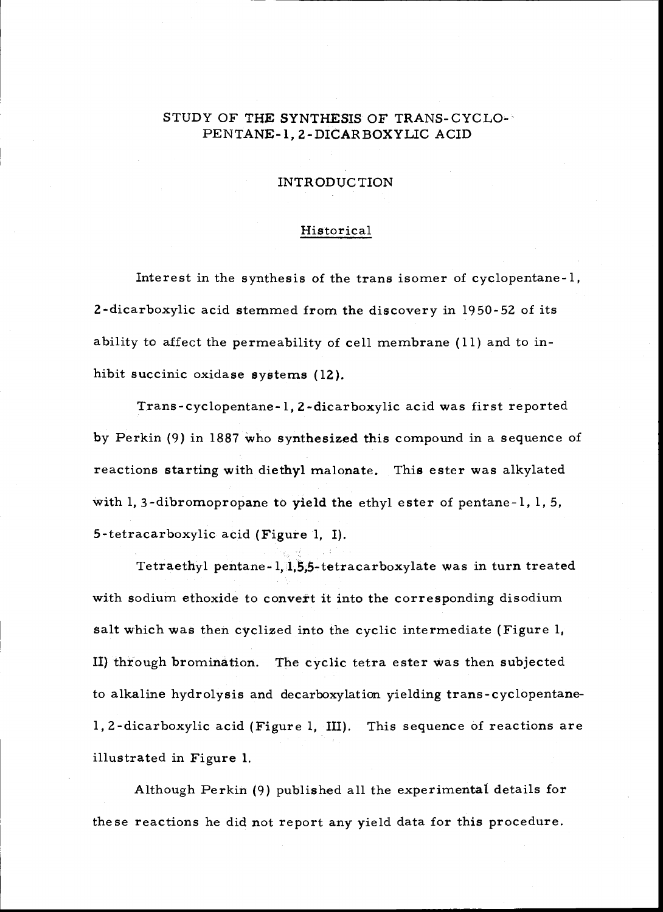# STUDY OF THE SYNTHESIS OF TRANS-CYCLOPENTANE-1, 2-DICARBOXYLIC ACID

## INTRODUCTION

### Historical

Interest in the synthesis of the trans isomer of cyclopentane-1, 2-dicarboxylic acid stemmed from the discovery in 1950-52 of its ability to affect the permeability of cell membrane (11) and to inhibit succinic oxidase systems (12).

Trans-cyclopentane-1, 2-dicarboxylic acid was first reported by Perkin (9) in 1887 who synthesized this compound in a sequence of reactions starting with diethyl malonate. This ester was alkylated with 1, 3-dibromopropane to yield the ethyl ester of pentane-1, 1, 5, 5-tetracarboxylic acid (Figure 1, I).

Tetraethyl pentane-1, 1,5,5-tetracarboxylate was in turn treated with sodium ethoxide to convert it into the corresponding disodium salt which was then cyclized into the cyclic intermediate (Figure 1, II) through bromination. The cyclic tetra ester was then subjected to alkaline hydrolysis and decarboxylation yielding trans-cyclopentane-1, 2-dicarboxylic acid (Figure 1, III). This sequence of reactions are illustrated in Figure 1.

Although Perkin (9) published all the experimental details for these reactions he did not report any yield data for this procedure.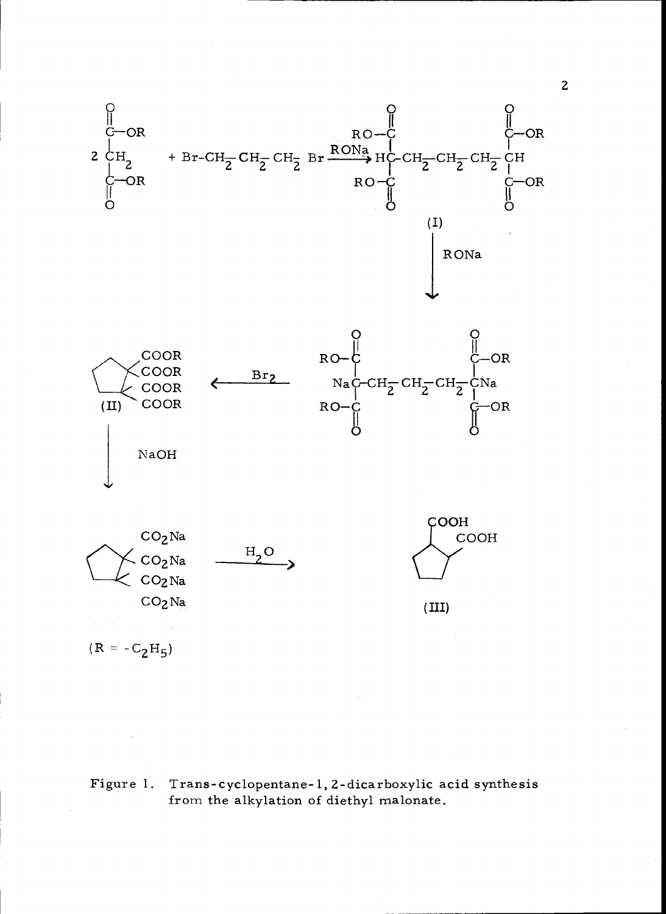$$2\,CH_2(COOR)_2 + Br{-}CH_2{-}CH_2{-}CH_2{-}Br \xrightarrow{RONa} (RO_2C)_2CH{-}CH_2{-}CH_2{-}CH_2{-}CH(CO_2R)_2 \quad (I)$$

$$(I) \xrightarrow{RONa} (RO_2C)_2CNa{-}CH_2{-}CH_2{-}CH_2{-}CNa(CO_2R)_2$$

$$(RO_2C)_2CNa{-}CH_2{-}CH_2{-}CH_2{-}CNa(CO_2R)_2 \xrightarrow{Br_2} \text{cyclopentane-1,1,2,2-}(COOR)_4 \quad (II)$$

$$(II) \xrightarrow{NaOH} \text{cyclopentane-1,1,2,2-}(CO_2Na)_4$$

$$\text{cyclopentane-1,1,2,2-}(CO_2Na)_4 \xrightarrow{H_2O} \text{cyclopentane-1,2-}(COOH)_2 \quad (III)$$

$(R = -C_2H_5)$

Figure 1. Trans-cyclopentane-1, 2-dicarboxylic acid synthesis from the alkylation of diethyl malonate.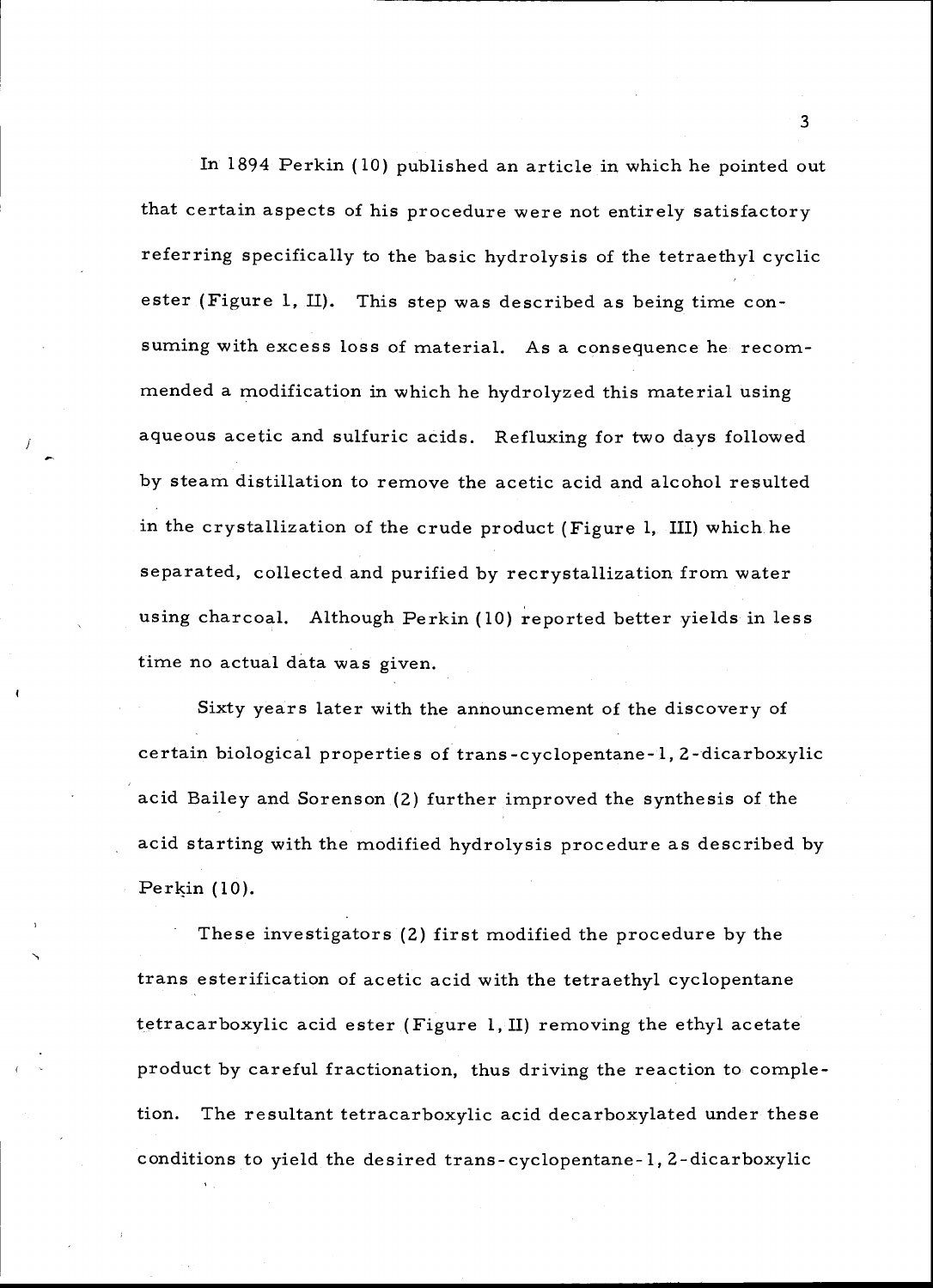In 1894 Perkin (10) published an article in which he pointed out that certain aspects of his procedure were not entirely satisfactory referring specifically to the basic hydrolysis of the tetraethyl cyclic ester (Figure 1, II). This step was described as being time consuming with excess loss of material. As a consequence he recommended a modification in which he hydrolyzed this material using aqueous acetic and sulfuric acids. Refluxing for two days followed by steam distillation to remove the acetic acid and alcohol resulted in the crystallization of the crude product (Figure 1, III) which he separated, collected and purified by recrystallization from water using charcoal. Although Perkin (10) reported better yields in less time no actual data was given.

Sixty years later with the announcement of the discovery of certain biological properties of trans-cyclopentane-1, 2-dicarboxylic acid Bailey and Sorenson (2) further improved the synthesis of the acid starting with the modified hydrolysis procedure as described by Perkin (10).

These investigators (2) first modified the procedure by the trans esterification of acetic acid with the tetraethyl cyclopentane tetracarboxylic acid ester (Figure 1, II) removing the ethyl acetate product by careful fractionation, thus driving the reaction to completion. The resultant tetracarboxylic acid decarboxylated under these conditions to yield the desired trans-cyclopentane-1, 2-dicarboxylic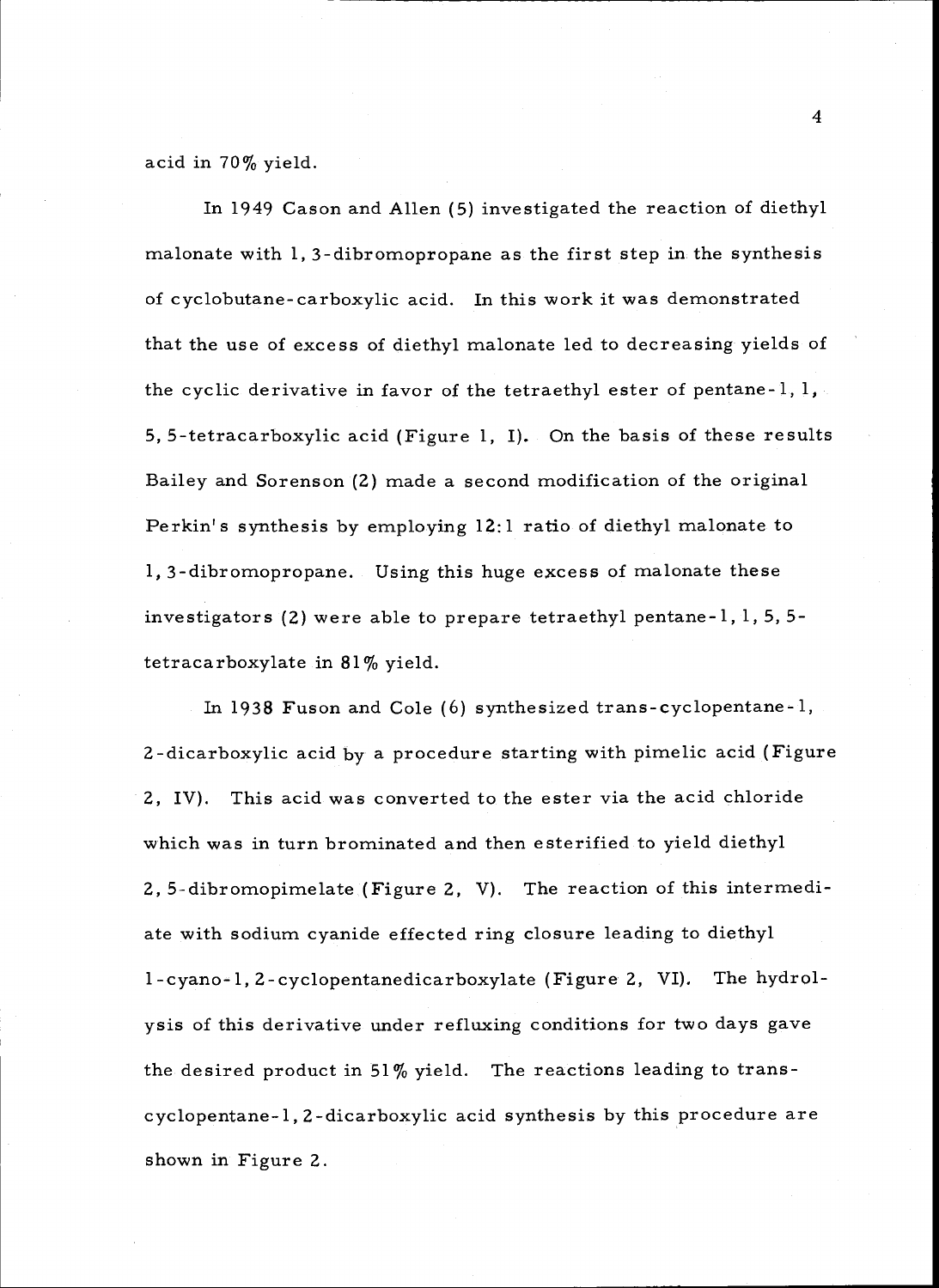acid in 70% yield.

In 1949 Cason and Allen (5) investigated the reaction of diethyl malonate with 1, 3-dibromopropane as the first step in the synthesis of cyclobutane-carboxylic acid. In this work it was demonstrated that the use of excess of diethyl malonate led to decreasing yields of the cyclic derivative in favor of the tetraethyl ester of pentane-1, 1, 5, 5-tetracarboxylic acid (Figure 1, I). On the basis of these results Bailey and Sorenson (2) made a second modification of the original Perkin's synthesis by employing 12:1 ratio of diethyl malonate to 1, 3-dibromopropane. Using this huge excess of malonate these investigators (2) were able to prepare tetraethyl pentane-1, 1, 5, 5-tetracarboxylate in 81% yield.

In 1938 Fuson and Cole (6) synthesized trans-cyclopentane-1, 2-dicarboxylic acid by a procedure starting with pimelic acid (Figure 2, IV). This acid was converted to the ester via the acid chloride which was in turn brominated and then esterified to yield diethyl 2, 5-dibromopimelate (Figure 2, V). The reaction of this intermediate with sodium cyanide effected ring closure leading to diethyl 1-cyano-1, 2-cyclopentanedicarboxylate (Figure 2, VI). The hydrolysis of this derivative under refluxing conditions for two days gave the desired product in 51% yield. The reactions leading to trans-cyclopentane-1, 2-dicarboxylic acid synthesis by this procedure are shown in Figure 2.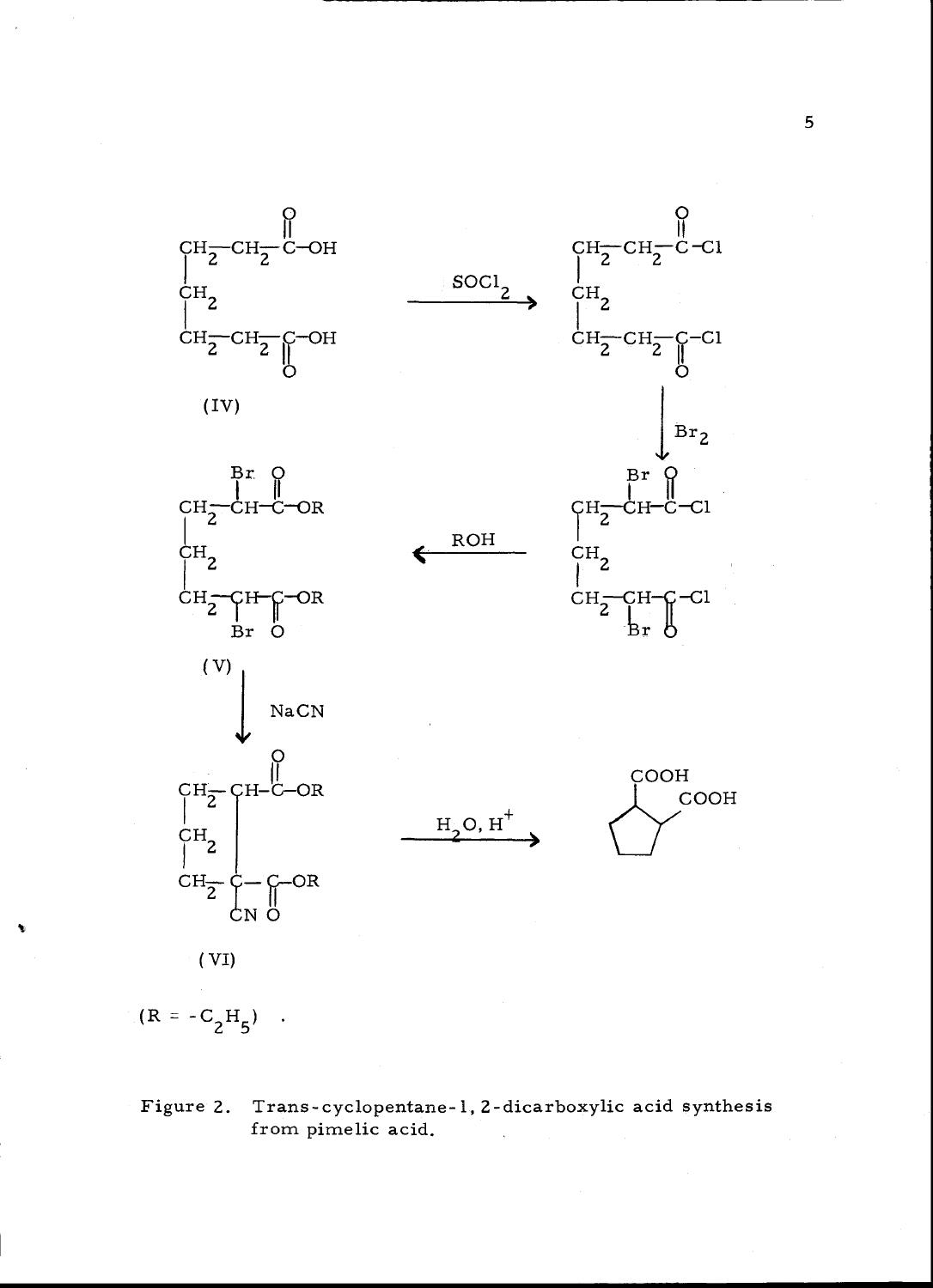(IV) $\xrightarrow{SOCl_2}$ $\xrightarrow{Br_2}$ $\xrightarrow{ROH}$ (V) $\xrightarrow{NaCN}$ (VI) $\xrightarrow{H_2O,\ H^+}$

$(R = -C_2H_5)$ .

Figure 2. Trans-cyclopentane-1, 2-dicarboxylic acid synthesis from pimelic acid.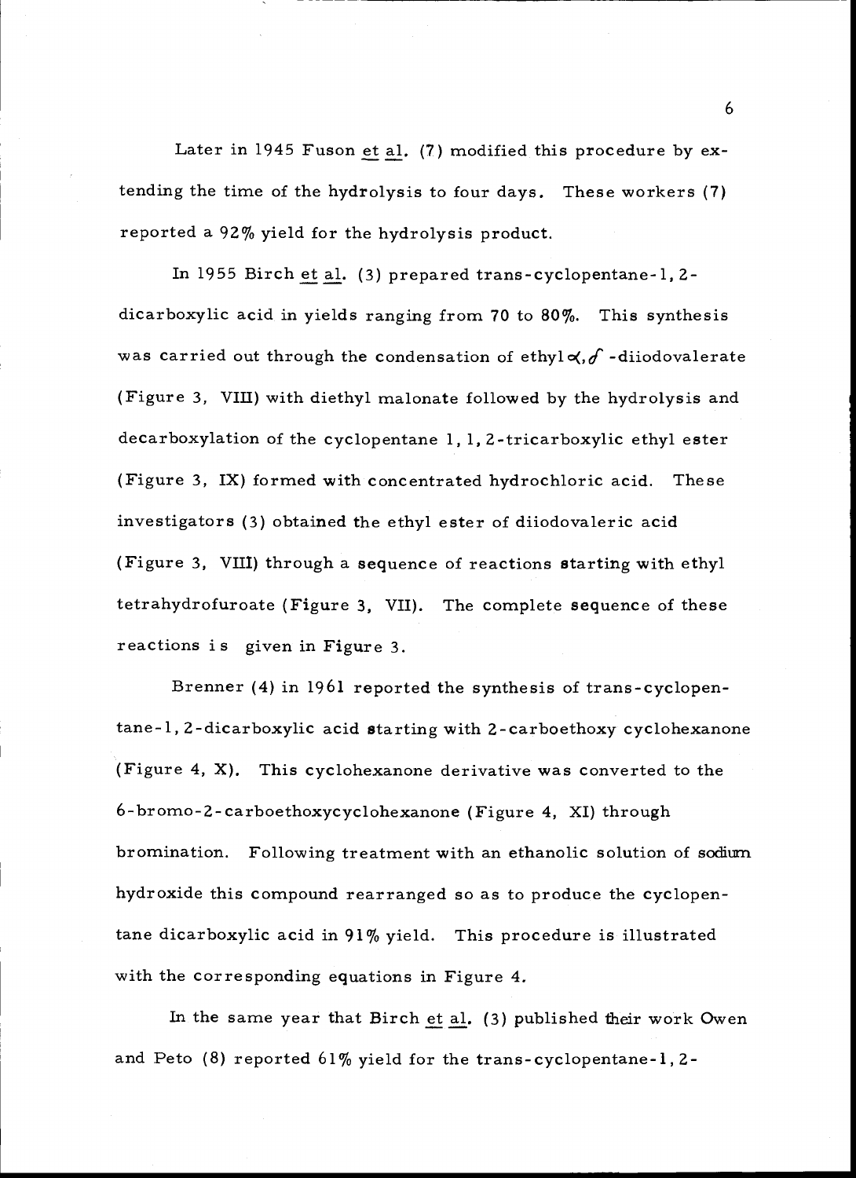Later in 1945 Fuson et al. (7) modified this procedure by extending the time of the hydrolysis to four days. These workers (7) reported a 92% yield for the hydrolysis product.

In 1955 Birch et al. (3) prepared trans-cyclopentane-1,2-dicarboxylic acid in yields ranging from 70 to 80%. This synthesis was carried out through the condensation of ethyl $\alpha, \delta$-diiodovalerate (Figure 3, VIII) with diethyl malonate followed by the hydrolysis and decarboxylation of the cyclopentane 1,1,2-tricarboxylic ethyl ester (Figure 3, IX) formed with concentrated hydrochloric acid. These investigators (3) obtained the ethyl ester of diiodovaleric acid (Figure 3, VIII) through a sequence of reactions starting with ethyl tetrahydrofuroate (Figure 3, VII). The complete sequence of these reactions is given in Figure 3.

Brenner (4) in 1961 reported the synthesis of trans-cyclopentane-1,2-dicarboxylic acid starting with 2-carboethoxy cyclohexanone (Figure 4, X). This cyclohexanone derivative was converted to the 6-bromo-2-carboethoxycyclohexanone (Figure 4, XI) through bromination. Following treatment with an ethanolic solution of sodium hydroxide this compound rearranged so as to produce the cyclopentane dicarboxylic acid in 91% yield. This procedure is illustrated with the corresponding equations in Figure 4.

In the same year that Birch et al. (3) published their work Owen and Peto (8) reported 61% yield for the trans-cyclopentane-1,2-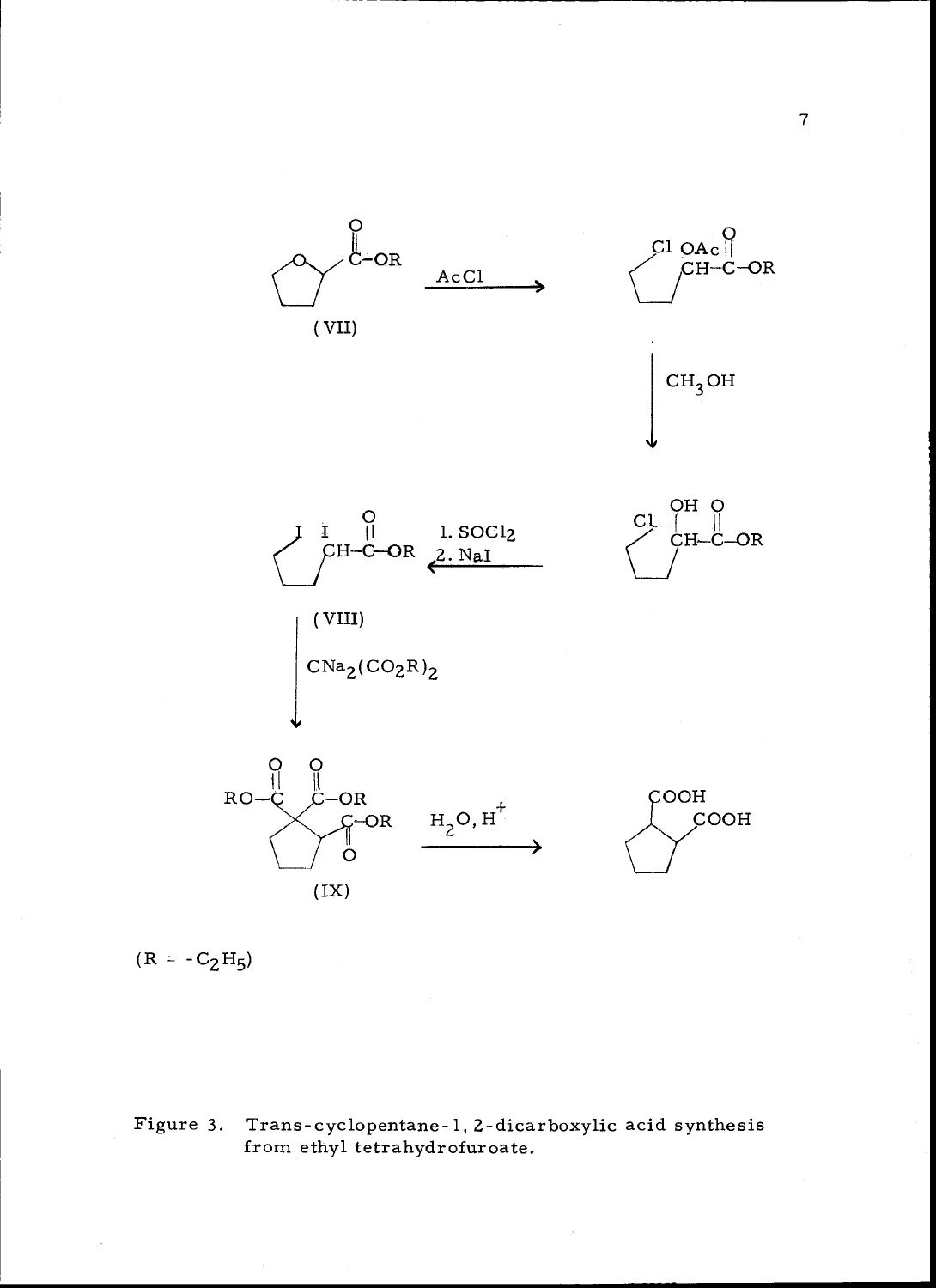(VII)

AcCl

$CH_3OH$

1. $SOCl_2$
2. NaI

(VIII)

$CNa_2(CO_2R)_2$

(IX)

$H_2O, H^+$

$(R = -C_2H_5)$

Figure 3. Trans-cyclopentane-1,2-dicarboxylic acid synthesis from ethyl tetrahydrofuroate.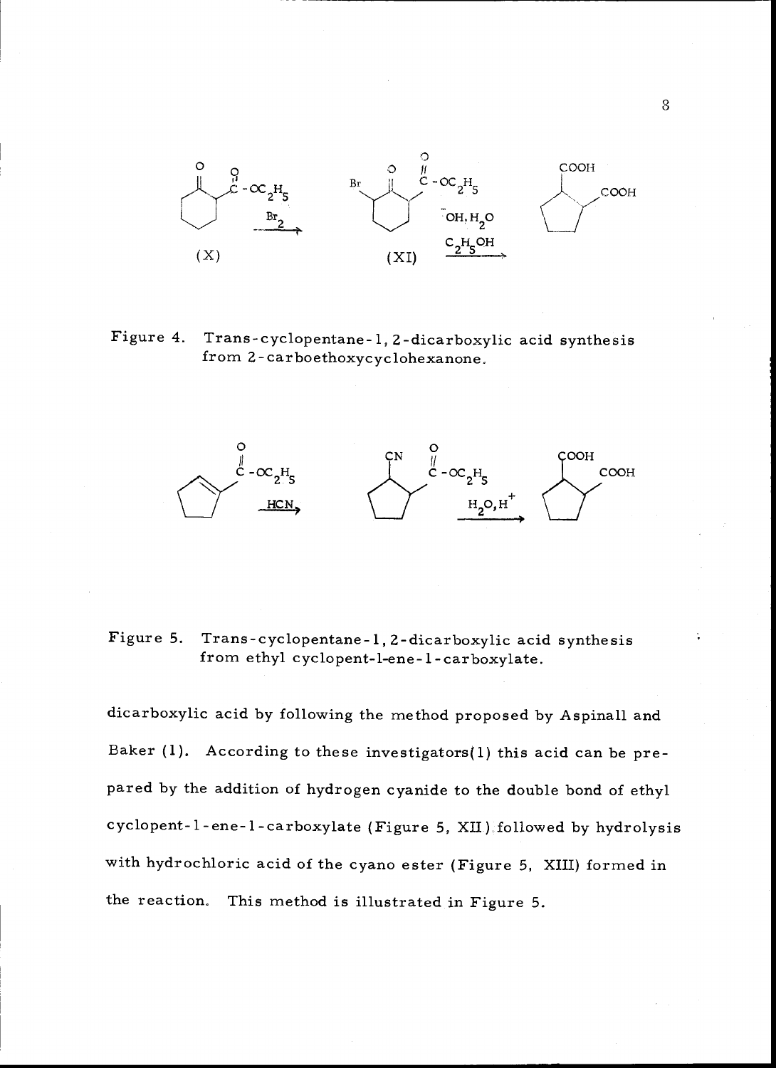Figure 4. Trans-cyclopentane-1,2-dicarboxylic acid synthesis from 2-carboethoxycyclohexanone.

Figure 5. Trans-cyclopentane-1,2-dicarboxylic acid synthesis from ethyl cyclopent-1-ene-1-carboxylate.

dicarboxylic acid by following the method proposed by Aspinall and Baker (1). According to these investigators(1) this acid can be prepared by the addition of hydrogen cyanide to the double bond of ethyl cyclopent-1-ene-1-carboxylate (Figure 5, XII) followed by hydrolysis with hydrochloric acid of the cyano ester (Figure 5, XIII) formed in the reaction. This method is illustrated in Figure 5.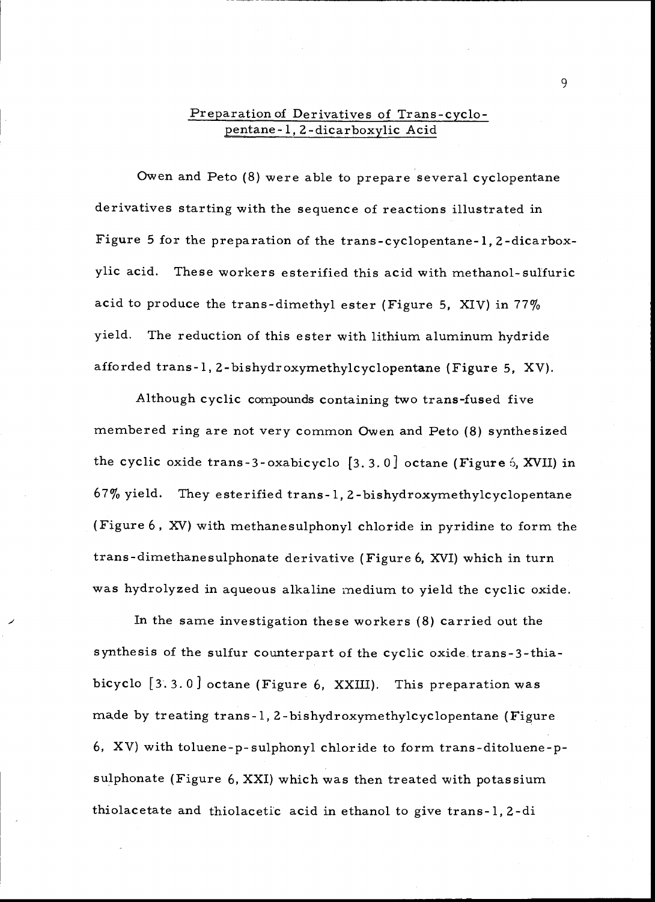## Preparation of Derivatives of Trans-cyclopentane-1, 2-dicarboxylic Acid

Owen and Peto (8) were able to prepare several cyclopentane derivatives starting with the sequence of reactions illustrated in Figure 5 for the preparation of the trans-cyclopentane-1, 2-dicarboxylic acid. These workers esterified this acid with methanol-sulfuric acid to produce the trans-dimethyl ester (Figure 5, XIV) in 77% yield. The reduction of this ester with lithium aluminum hydride afforded trans-1, 2-bishydroxymethylcyclopentane (Figure 5, XV).

Although cyclic compounds containing two trans-fused five membered ring are not very common Owen and Peto (8) synthesized the cyclic oxide trans-3-oxabicyclo [3. 3. 0] octane (Figure 6, XVII) in 67% yield. They esterified trans-1, 2-bishydroxymethylcyclopentane (Figure 6, XV) with methanesulphonyl chloride in pyridine to form the trans-dimethanesulphonate derivative (Figure 6, XVI) which in turn was hydrolyzed in aqueous alkaline medium to yield the cyclic oxide.

In the same investigation these workers (8) carried out the synthesis of the sulfur counterpart of the cyclic oxide trans-3-thiabicyclo [3. 3. 0] octane (Figure 6, XXIII). This preparation was made by treating trans-1, 2-bishydroxymethylcyclopentane (Figure 6, XV) with toluene-p-sulphonyl chloride to form trans-ditoluene-p-sulphonate (Figure 6, XXI) which was then treated with potassium thiolacetate and thiolacetic acid in ethanol to give trans-1, 2-di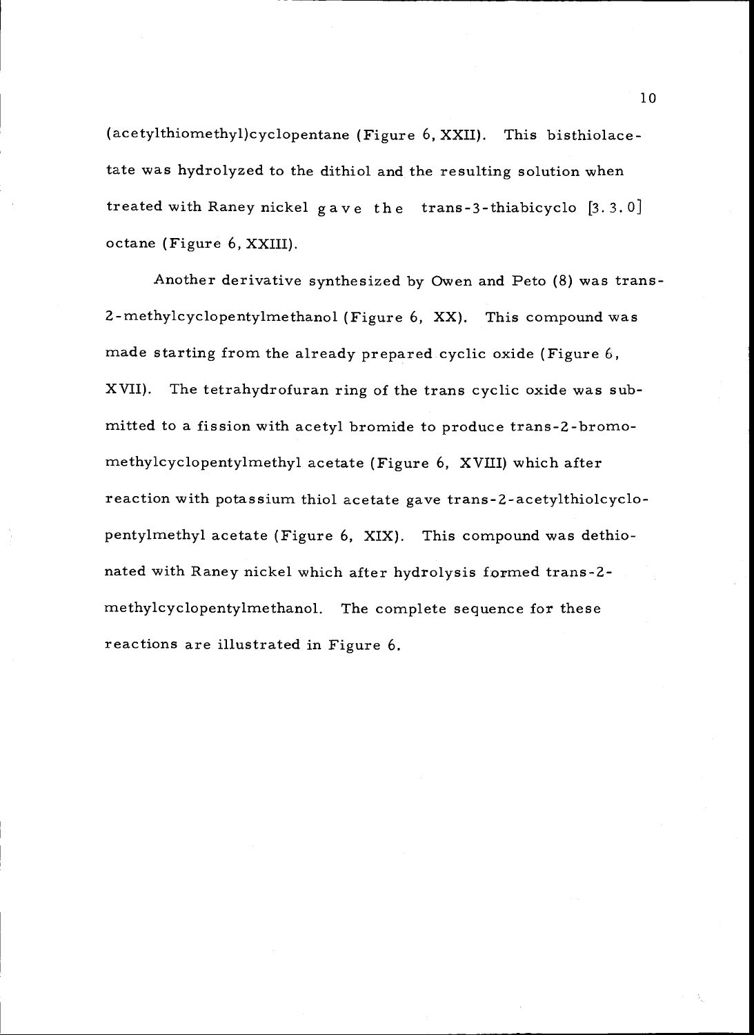(acetylthiomethyl)cyclopentane (Figure 6, XXII). This bisthiolacetate was hydrolyzed to the dithiol and the resulting solution when treated with Raney nickel gave the trans-3-thiabicyclo [3.3.0] octane (Figure 6, XXIII).

Another derivative synthesized by Owen and Peto (8) was trans-2-methylcyclopentylmethanol (Figure 6, XX). This compound was made starting from the already prepared cyclic oxide (Figure 6, XVII). The tetrahydrofuran ring of the trans cyclic oxide was submitted to a fission with acetyl bromide to produce trans-2-bromomethylcyclopentylmethyl acetate (Figure 6, XVIII) which after reaction with potassium thiol acetate gave trans-2-acetylthiolcyclopentylmethyl acetate (Figure 6, XIX). This compound was dethionated with Raney nickel which after hydrolysis formed trans-2-methylcyclopentylmethanol. The complete sequence for these reactions are illustrated in Figure 6.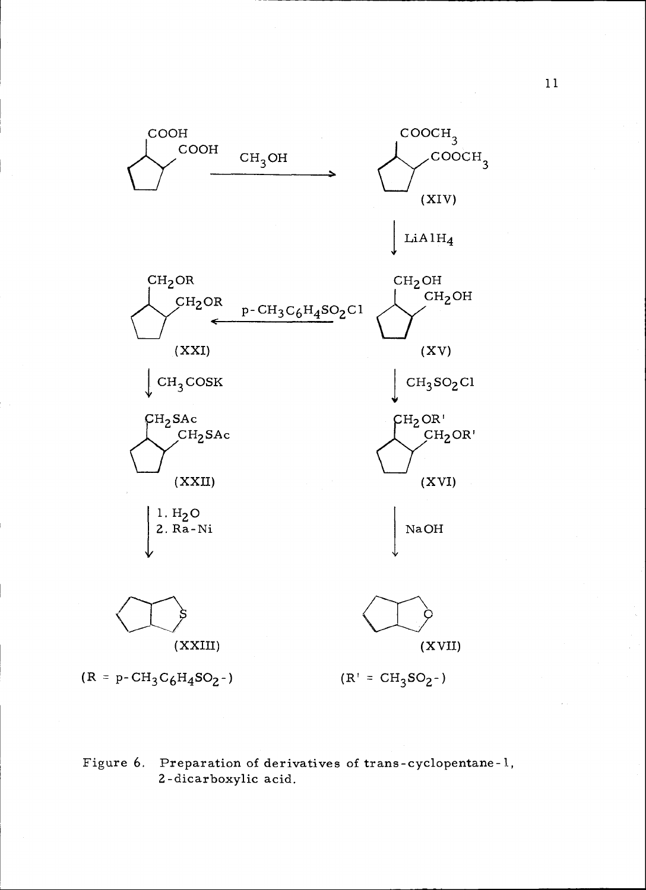COOH
COOH

$\xrightarrow{CH_3OH}$

$COOCH_3$
$COOCH_3$

(XIV)

$\downarrow LiAlH_4$

$CH_2OR$
$CH_2OR$

(XXI)

$\xleftarrow{p\text{-}CH_3C_6H_4SO_2Cl}$

$CH_2OH$
$CH_2OH$

(XV)

$\downarrow CH_3COSK$

$\downarrow CH_3SO_2Cl$

$CH_2SAc$
$CH_2SAc$

(XXII)

$CH_2OR'$
$CH_2OR'$

(XVI)

$\downarrow$ 1. $H_2O$ 2. Ra-Ni

$\downarrow NaOH$

S

(XXIII)

O

(XVII)

($R = p\text{-}CH_3C_6H_4SO_2\text{-}$)

($R' = CH_3SO_2\text{-}$)

Figure 6. Preparation of derivatives of trans-cyclopentane-1, 2-dicarboxylic acid.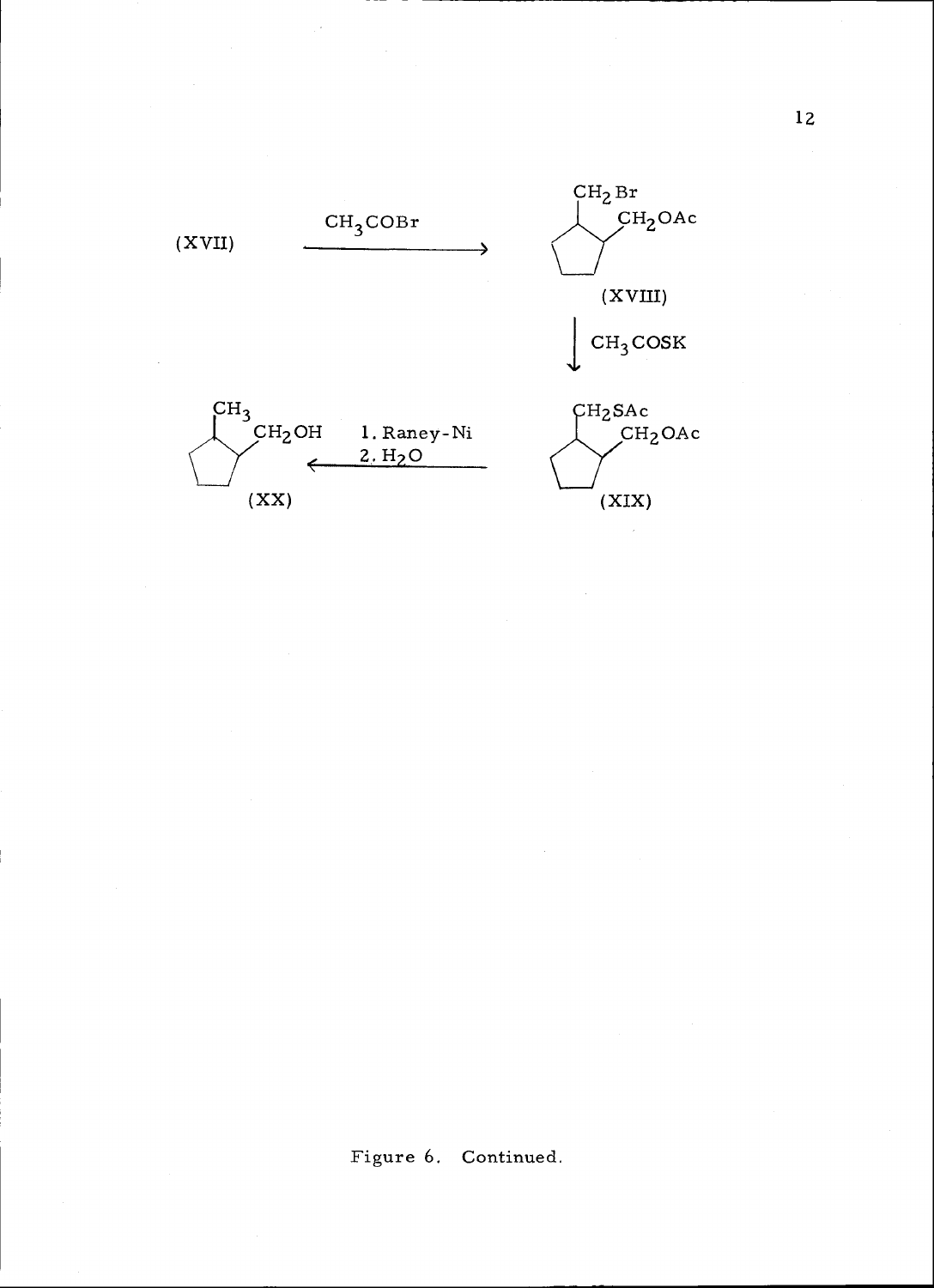(XVII) $\xrightarrow{CH_3COBr}$ (XVIII) [$CH_2Br$, $CH_2OAc$]

(XVIII) $\xrightarrow{CH_3COSK}$ (XIX) [$CH_2SAc$, $CH_2OAc$]

(XIX) $\xrightarrow{\text{1. Raney-Ni} \quad \text{2. } H_2O}$ (XX) [$CH_3$, $CH_2OH$]

Figure 6. Continued.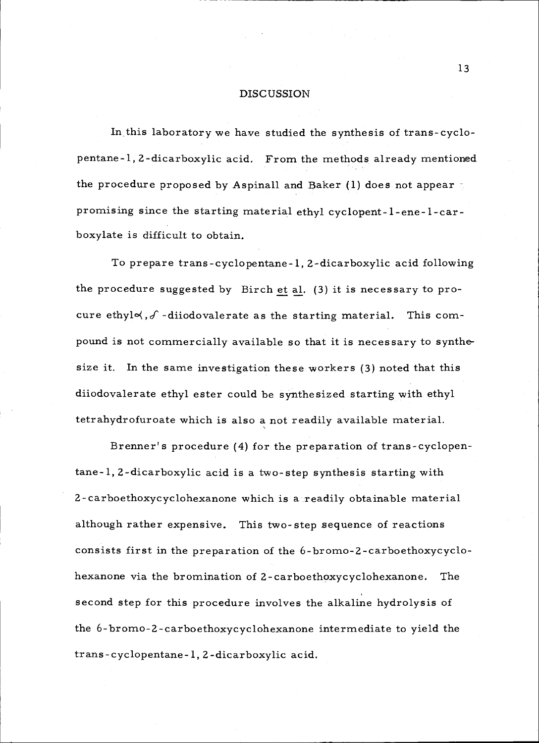## DISCUSSION

In this laboratory we have studied the synthesis of trans-cyclopentane-1, 2-dicarboxylic acid. From the methods already mentioned the procedure proposed by Aspinall and Baker (1) does not appear promising since the starting material ethyl cyclopent-1-ene-1-carboxylate is difficult to obtain.

To prepare trans-cyclopentane-1, 2-dicarboxylic acid following the procedure suggested by Birch et al. (3) it is necessary to procure ethyl $\alpha,\delta$-diiodovalerate as the starting material. This compound is not commercially available so that it is necessary to synthesize it. In the same investigation these workers (3) noted that this diiodovalerate ethyl ester could be synthesized starting with ethyl tetrahydrofuroate which is also a not readily available material.

Brenner's procedure (4) for the preparation of trans-cyclopentane-1, 2-dicarboxylic acid is a two-step synthesis starting with 2-carboethoxycyclohexanone which is a readily obtainable material although rather expensive. This two-step sequence of reactions consists first in the preparation of the 6-bromo-2-carboethoxycyclohexanone via the bromination of 2-carboethoxycyclohexanone. The second step for this procedure involves the alkaline hydrolysis of the 6-bromo-2-carboethoxycyclohexanone intermediate to yield the trans-cyclopentane-1, 2-dicarboxylic acid.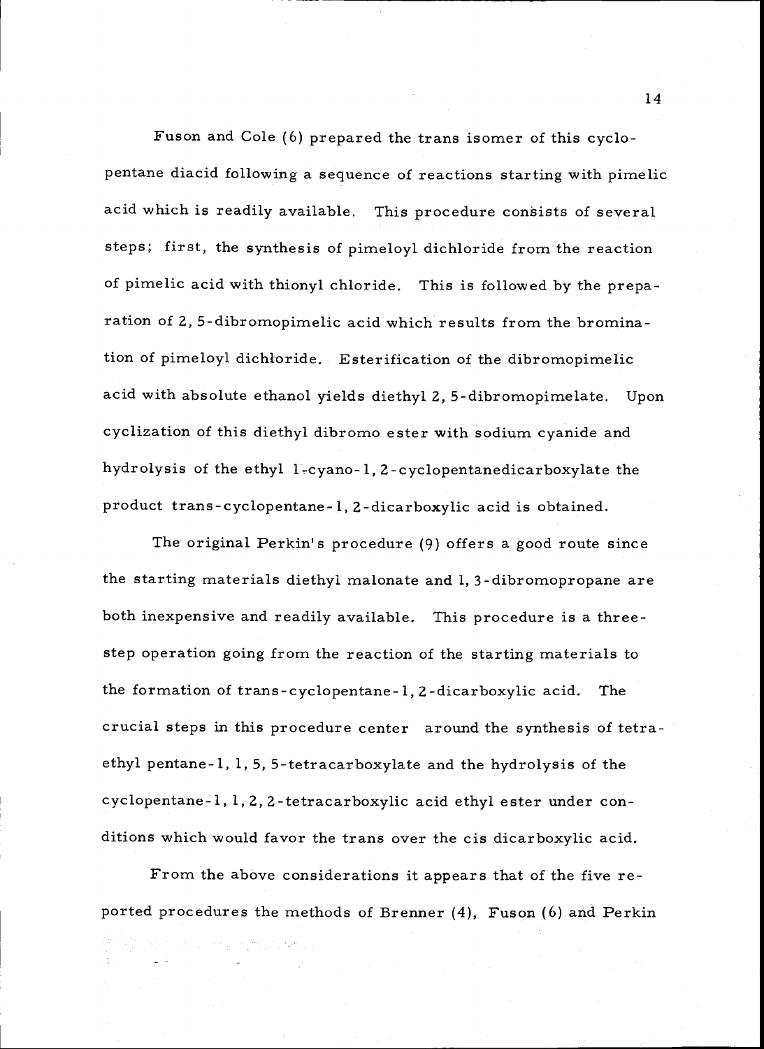Fuson and Cole (6) prepared the trans isomer of this cyclopentane diacid following a sequence of reactions starting with pimelic acid which is readily available. This procedure consists of several steps; first, the synthesis of pimeloyl dichloride from the reaction of pimelic acid with thionyl chloride. This is followed by the preparation of 2, 5-dibromopimelic acid which results from the bromination of pimeloyl dichloride. Esterification of the dibromopimelic acid with absolute ethanol yields diethyl 2, 5-dibromopimelate. Upon cyclization of this diethyl dibromo ester with sodium cyanide and hydrolysis of the ethyl 1-cyano-1, 2-cyclopentanedicarboxylate the product trans-cyclopentane-1, 2-dicarboxylic acid is obtained.

The original Perkin's procedure (9) offers a good route since the starting materials diethyl malonate and 1, 3-dibromopropane are both inexpensive and readily available. This procedure is a three-step operation going from the reaction of the starting materials to the formation of trans-cyclopentane-1, 2-dicarboxylic acid. The crucial steps in this procedure center around the synthesis of tetraethyl pentane-1, 1, 5, 5-tetracarboxylate and the hydrolysis of the cyclopentane-1, 1, 2, 2-tetracarboxylic acid ethyl ester under conditions which would favor the trans over the cis dicarboxylic acid.

From the above considerations it appears that of the five reported procedures the methods of Brenner (4), Fuson (6) and Perkin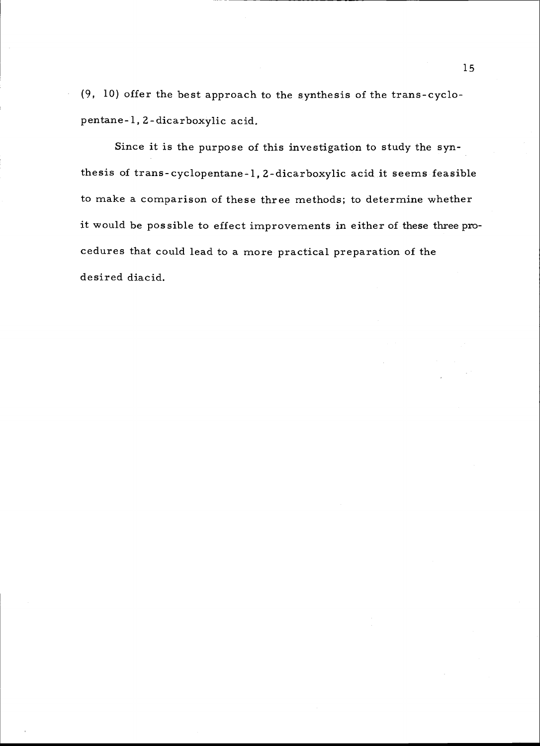(9, 10) offer the best approach to the synthesis of the trans-cyclopentane-1, 2-dicarboxylic acid.

Since it is the purpose of this investigation to study the synthesis of trans-cyclopentane-1, 2-dicarboxylic acid it seems feasible to make a comparison of these three methods; to determine whether it would be possible to effect improvements in either of these three procedures that could lead to a more practical preparation of the desired diacid.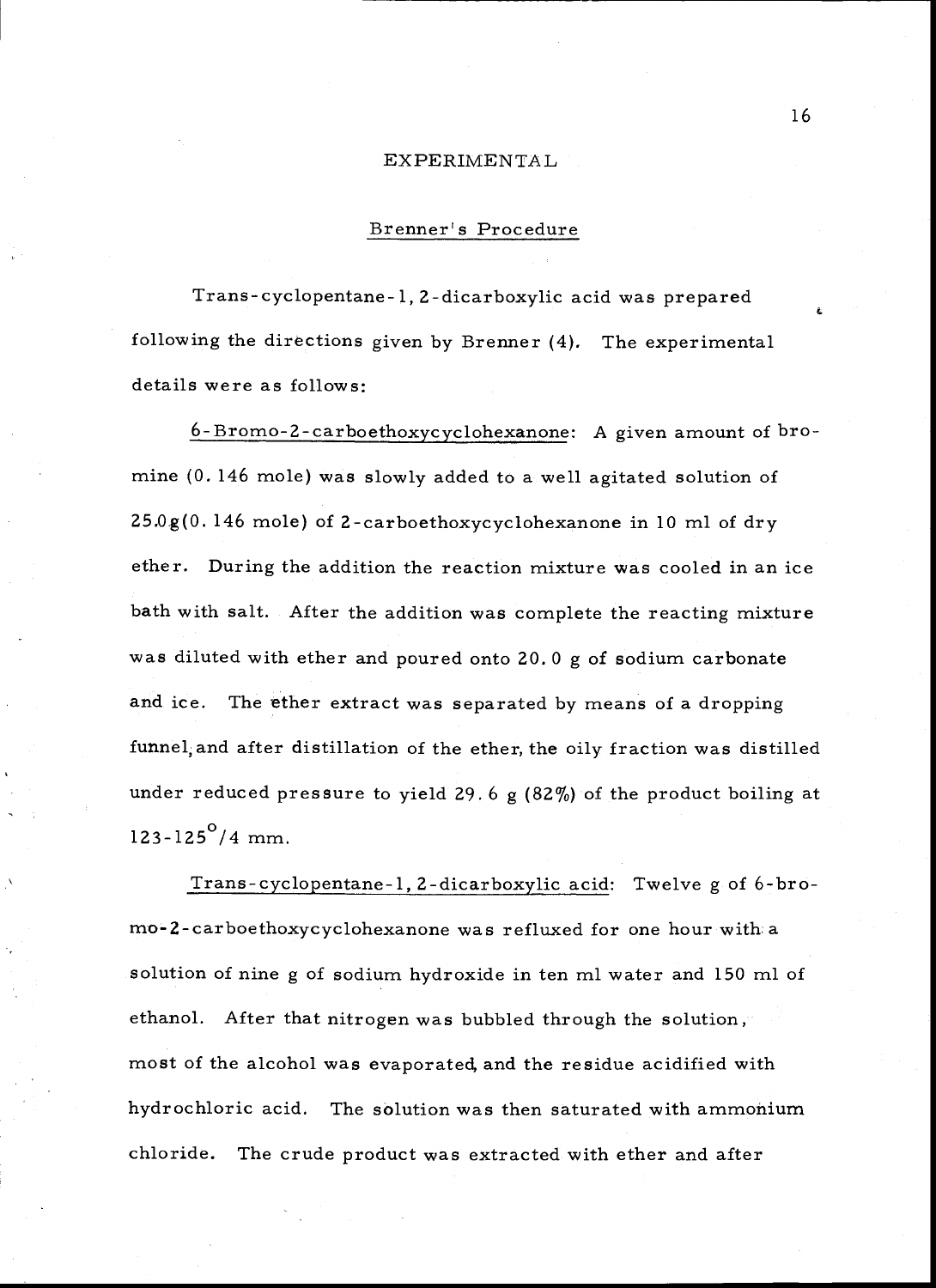# EXPERIMENTAL

## Brenner's Procedure

Trans-cyclopentane-1, 2-dicarboxylic acid was prepared following the directions given by Brenner (4). The experimental details were as follows:

6-Bromo-2-carboethoxycyclohexanone: A given amount of bromine (0.146 mole) was slowly added to a well agitated solution of 25.0g(0.146 mole) of 2-carboethoxycyclohexanone in 10 ml of dry ether. During the addition the reaction mixture was cooled in an ice bath with salt. After the addition was complete the reacting mixture was diluted with ether and poured onto 20.0 g of sodium carbonate and ice. The ether extract was separated by means of a dropping funnel, and after distillation of the ether, the oily fraction was distilled under reduced pressure to yield 29.6 g (82%) of the product boiling at $123\text{-}125^{\circ}/4$ mm.

Trans-cyclopentane-1, 2-dicarboxylic acid: Twelve g of 6-bromo-2-carboethoxycyclohexanone was refluxed for one hour with a solution of nine g of sodium hydroxide in ten ml water and 150 ml of ethanol. After that nitrogen was bubbled through the solution, most of the alcohol was evaporated, and the residue acidified with hydrochloric acid. The solution was then saturated with ammonium chloride. The crude product was extracted with ether and after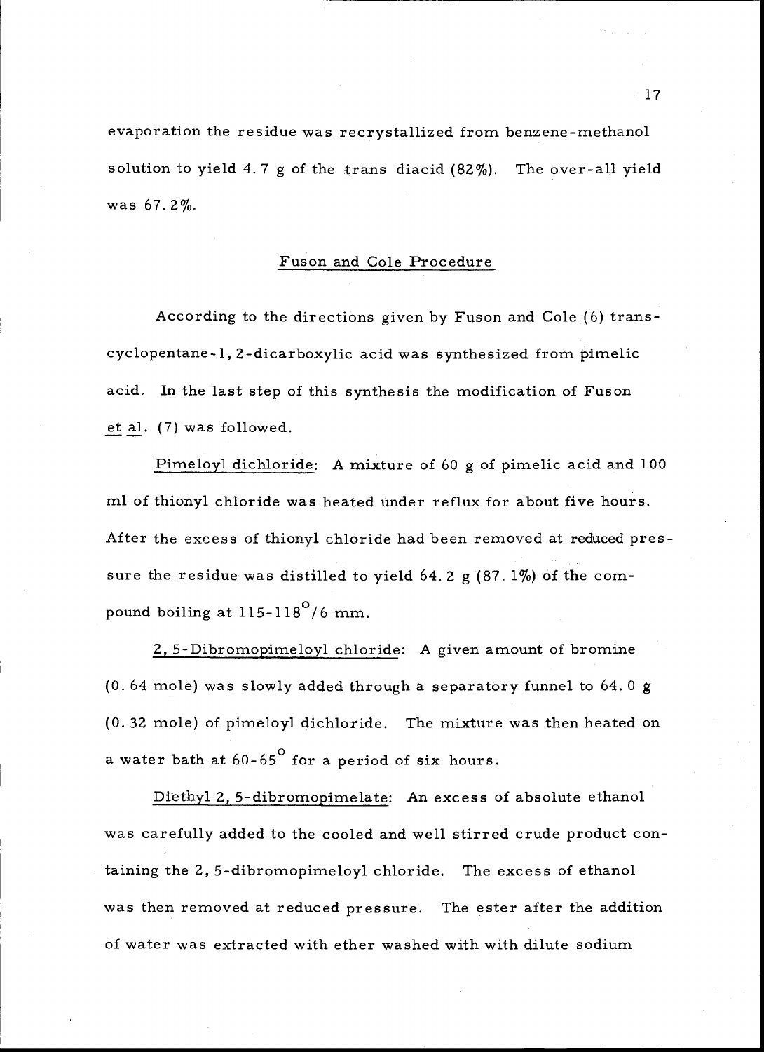evaporation the residue was recrystallized from benzene-methanol solution to yield 4.7 g of the trans diacid (82%). The over-all yield was 67.2%.

## Fuson and Cole Procedure

According to the directions given by Fuson and Cole (6) trans-cyclopentane-1,2-dicarboxylic acid was synthesized from pimelic acid. In the last step of this synthesis the modification of Fuson *et al.* (7) was followed.

Pimeloyl dichloride: A mixture of 60 g of pimelic acid and 100 ml of thionyl chloride was heated under reflux for about five hours. After the excess of thionyl chloride had been removed at reduced pressure the residue was distilled to yield 64.2 g (87.1%) of the compound boiling at 115-118$^{\circ}$/6 mm.

2,5-Dibromopimeloyl chloride: A given amount of bromine (0.64 mole) was slowly added through a separatory funnel to 64.0 g (0.32 mole) of pimeloyl dichloride. The mixture was then heated on a water bath at 60-65$^{\circ}$ for a period of six hours.

Diethyl 2,5-dibromopimelate: An excess of absolute ethanol was carefully added to the cooled and well stirred crude product containing the 2,5-dibromopimeloyl chloride. The excess of ethanol was then removed at reduced pressure. The ester after the addition of water was extracted with ether washed with with dilute sodium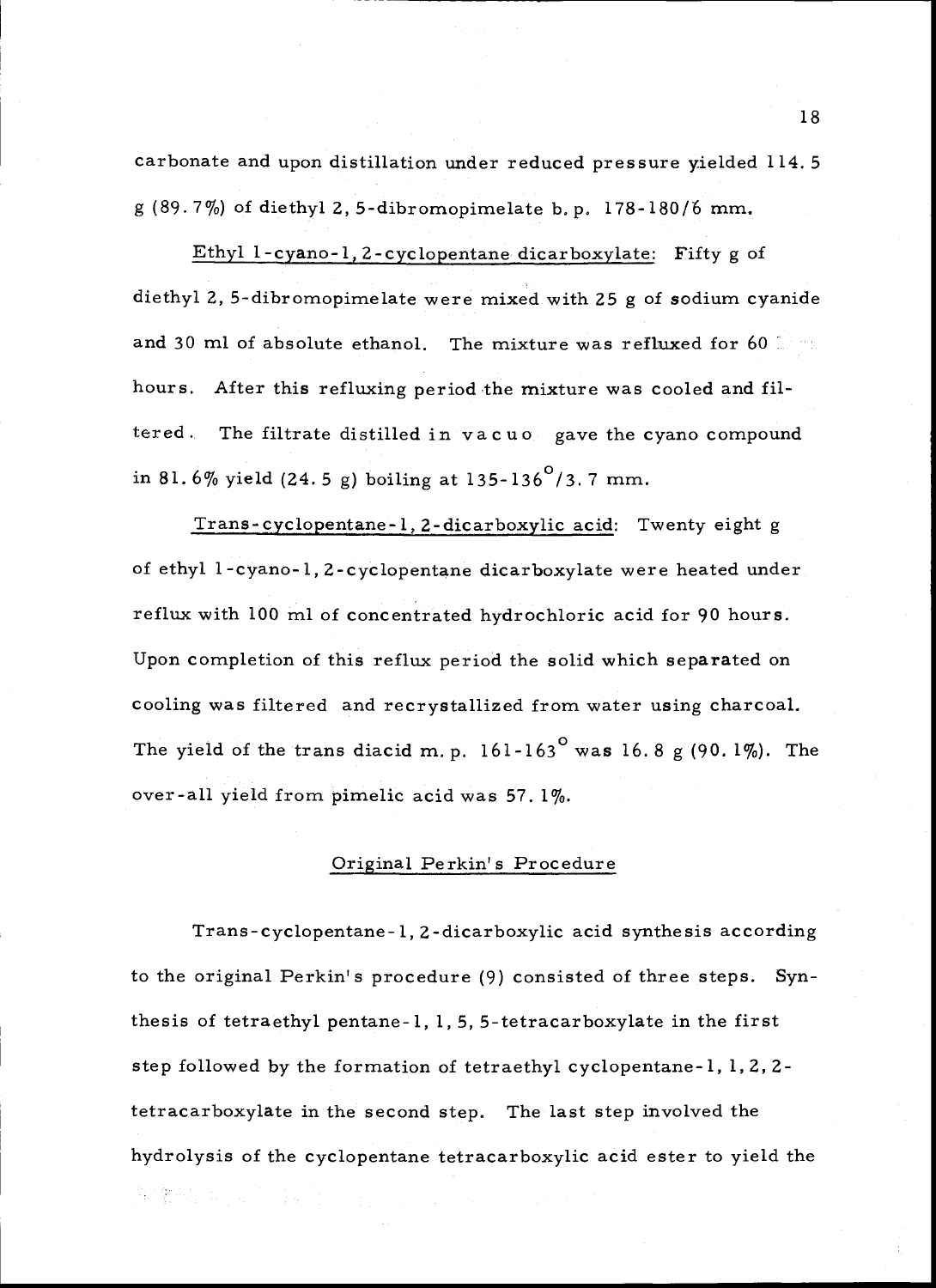carbonate and upon distillation under reduced pressure yielded 114.5 g (89.7%) of diethyl 2, 5-dibromopimelate b.p. 178-180/6 mm.

Ethyl 1-cyano-1, 2-cyclopentane dicarboxylate: Fifty g of diethyl 2, 5-dibromopimelate were mixed with 25 g of sodium cyanide and 30 ml of absolute ethanol. The mixture was refluxed for 60 hours. After this refluxing period the mixture was cooled and filtered. The filtrate distilled *in vacuo* gave the cyano compound in 81.6% yield (24.5 g) boiling at 135-136$^{\circ}$/3.7 mm.

Trans-cyclopentane-1, 2-dicarboxylic acid: Twenty eight g of ethyl 1-cyano-1, 2-cyclopentane dicarboxylate were heated under reflux with 100 ml of concentrated hydrochloric acid for 90 hours. Upon completion of this reflux period the solid which separated on cooling was filtered and recrystallized from water using charcoal. The yield of the trans diacid m.p. 161-163$^{\circ}$ was 16.8 g (90.1%). The over-all yield from pimelic acid was 57.1%.

## Original Perkin's Procedure

Trans-cyclopentane-1, 2-dicarboxylic acid synthesis according to the original Perkin's procedure (9) consisted of three steps. Synthesis of tetraethyl pentane-1, 1, 5, 5-tetracarboxylate in the first step followed by the formation of tetraethyl cyclopentane-1, 1, 2, 2-tetracarboxylate in the second step. The last step involved the hydrolysis of the cyclopentane tetracarboxylic acid ester to yield the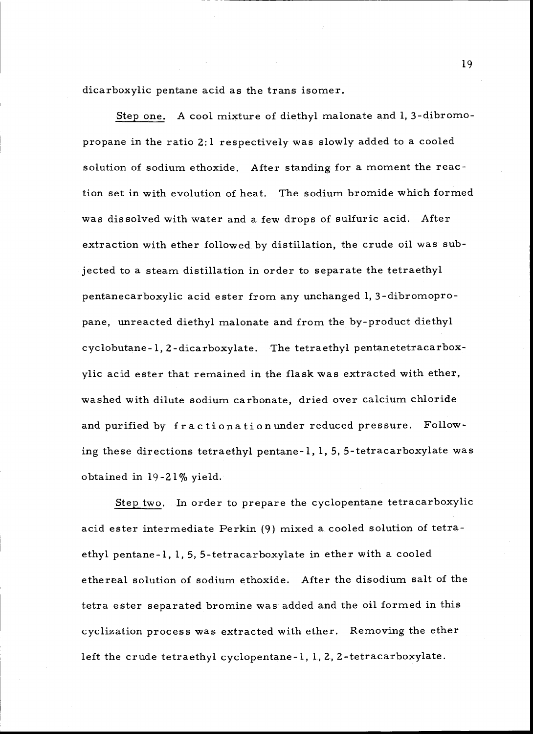dicarboxylic pentane acid as the trans isomer.

Step one. A cool mixture of diethyl malonate and 1, 3-dibromopropane in the ratio 2:1 respectively was slowly added to a cooled solution of sodium ethoxide. After standing for a moment the reaction set in with evolution of heat. The sodium bromide which formed was dissolved with water and a few drops of sulfuric acid. After extraction with ether followed by distillation, the crude oil was subjected to a steam distillation in order to separate the tetraethyl pentanecarboxylic acid ester from any unchanged 1, 3-dibromopropane, unreacted diethyl malonate and from the by-product diethyl cyclobutane-1, 2-dicarboxylate. The tetraethyl pentanetetracarboxylic acid ester that remained in the flask was extracted with ether, washed with dilute sodium carbonate, dried over calcium chloride and purified by fractionation under reduced pressure. Following these directions tetraethyl pentane-1, 1, 5, 5-tetracarboxylate was obtained in 19-21% yield.

Step two. In order to prepare the cyclopentane tetracarboxylic acid ester intermediate Perkin (9) mixed a cooled solution of tetraethyl pentane-1, 1, 5, 5-tetracarboxylate in ether with a cooled ethereal solution of sodium ethoxide. After the disodium salt of the tetra ester separated bromine was added and the oil formed in this cyclization process was extracted with ether. Removing the ether left the crude tetraethyl cyclopentane-1, 1, 2, 2-tetracarboxylate.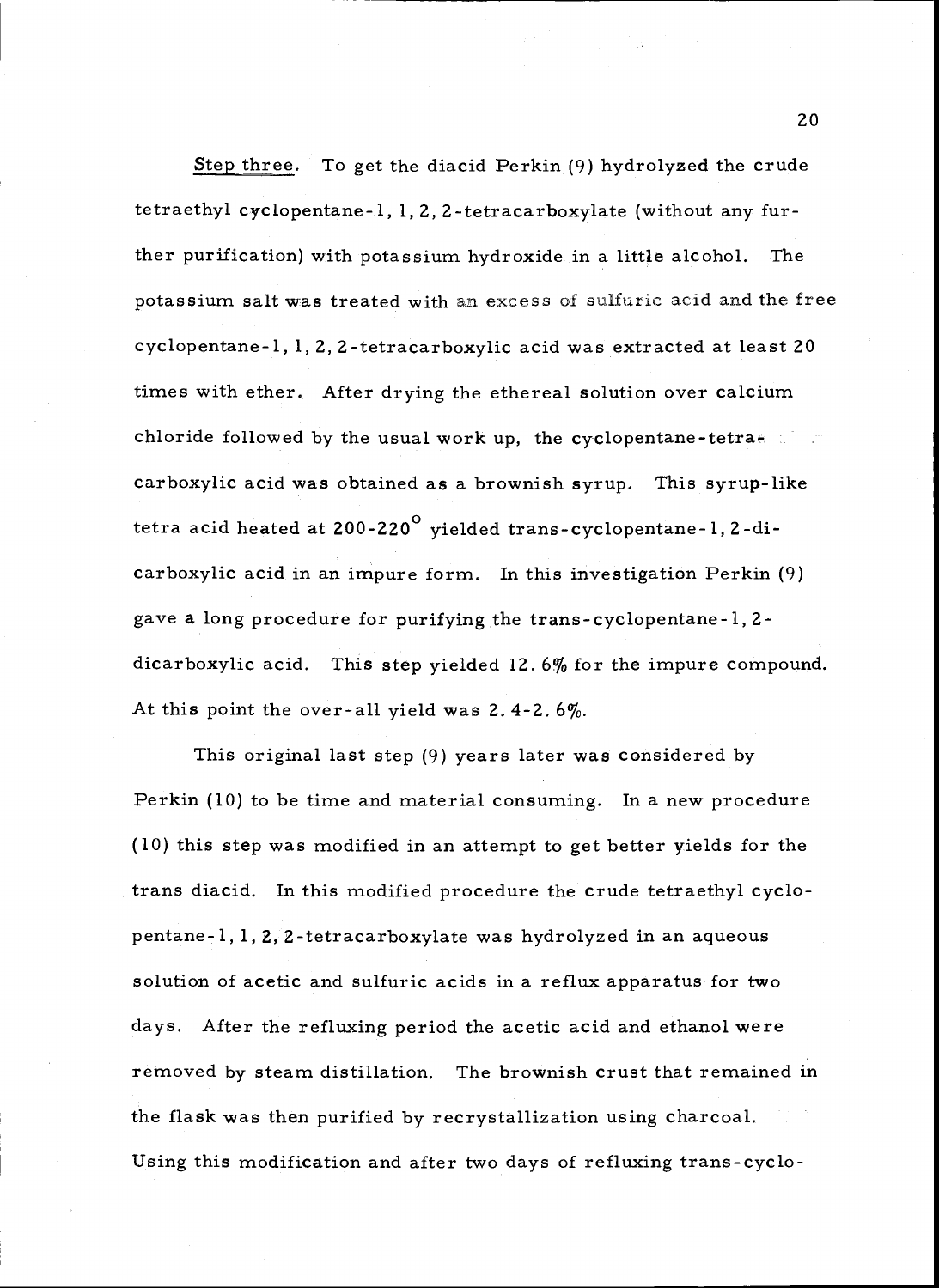Step three. To get the diacid Perkin (9) hydrolyzed the crude tetraethyl cyclopentane-1, 1, 2, 2-tetracarboxylate (without any further purification) with potassium hydroxide in a little alcohol. The potassium salt was treated with an excess of sulfuric acid and the free cyclopentane-1, 1, 2, 2-tetracarboxylic acid was extracted at least 20 times with ether. After drying the ethereal solution over calcium chloride followed by the usual work up, the cyclopentane-tetracarboxylic acid was obtained as a brownish syrup. This syrup-like tetra acid heated at 200-220$^{\circ}$ yielded trans-cyclopentane-1, 2-dicarboxylic acid in an impure form. In this investigation Perkin (9) gave a long procedure for purifying the trans-cyclopentane-1, 2-dicarboxylic acid. This step yielded 12. 6% for the impure compound. At this point the over-all yield was 2. 4-2. 6%.

This original last step (9) years later was considered by Perkin (10) to be time and material consuming. In a new procedure (10) this step was modified in an attempt to get better yields for the trans diacid. In this modified procedure the crude tetraethyl cyclopentane-1, 1, 2, 2-tetracarboxylate was hydrolyzed in an aqueous solution of acetic and sulfuric acids in a reflux apparatus for two days. After the refluxing period the acetic acid and ethanol were removed by steam distillation. The brownish crust that remained in the flask was then purified by recrystallization using charcoal. Using this modification and after two days of refluxing trans-cyclo-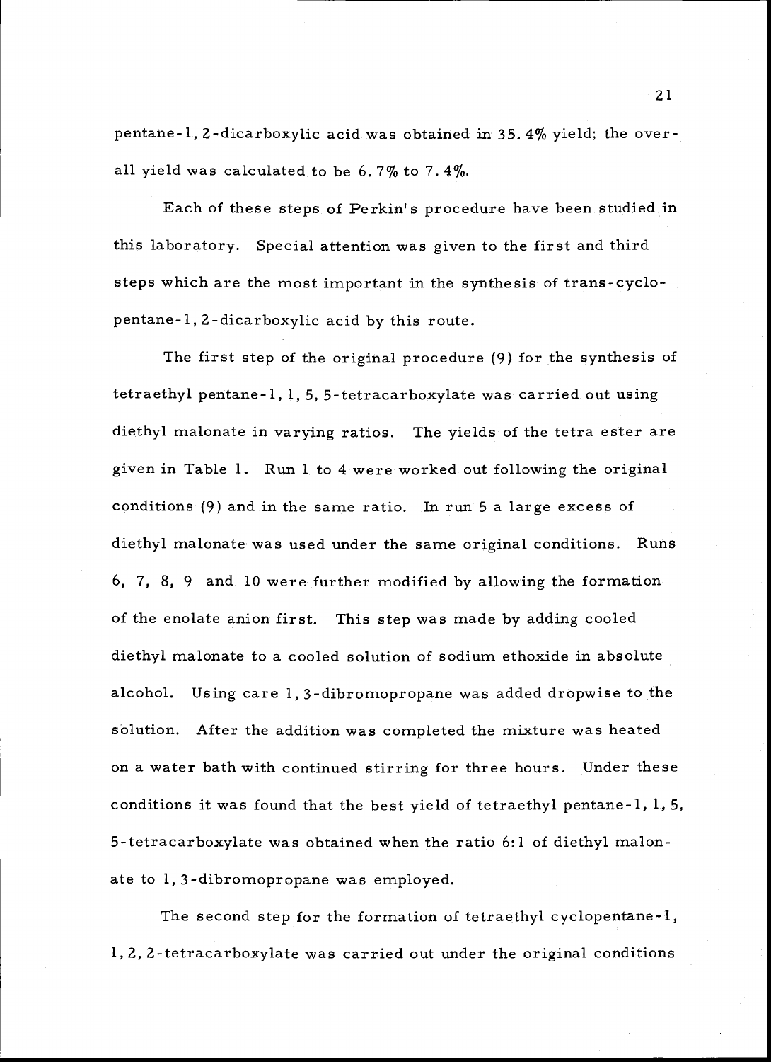pentane-1, 2-dicarboxylic acid was obtained in 35.4% yield; the overall yield was calculated to be 6.7% to 7.4%.

Each of these steps of Perkin's procedure have been studied in this laboratory. Special attention was given to the first and third steps which are the most important in the synthesis of trans-cyclopentane-1, 2-dicarboxylic acid by this route.

The first step of the original procedure (9) for the synthesis of tetraethyl pentane-1, 1, 5, 5-tetracarboxylate was carried out using diethyl malonate in varying ratios. The yields of the tetra ester are given in Table 1. Run 1 to 4 were worked out following the original conditions (9) and in the same ratio. In run 5 a large excess of diethyl malonate was used under the same original conditions. Runs 6, 7, 8, 9 and 10 were further modified by allowing the formation of the enolate anion first. This step was made by adding cooled diethyl malonate to a cooled solution of sodium ethoxide in absolute alcohol. Using care 1, 3-dibromopropane was added dropwise to the solution. After the addition was completed the mixture was heated on a water bath with continued stirring for three hours. Under these conditions it was found that the best yield of tetraethyl pentane-1, 1, 5, 5-tetracarboxylate was obtained when the ratio 6:1 of diethyl malonate to 1, 3-dibromopropane was employed.

The second step for the formation of tetraethyl cyclopentane-1, 1, 2, 2-tetracarboxylate was carried out under the original conditions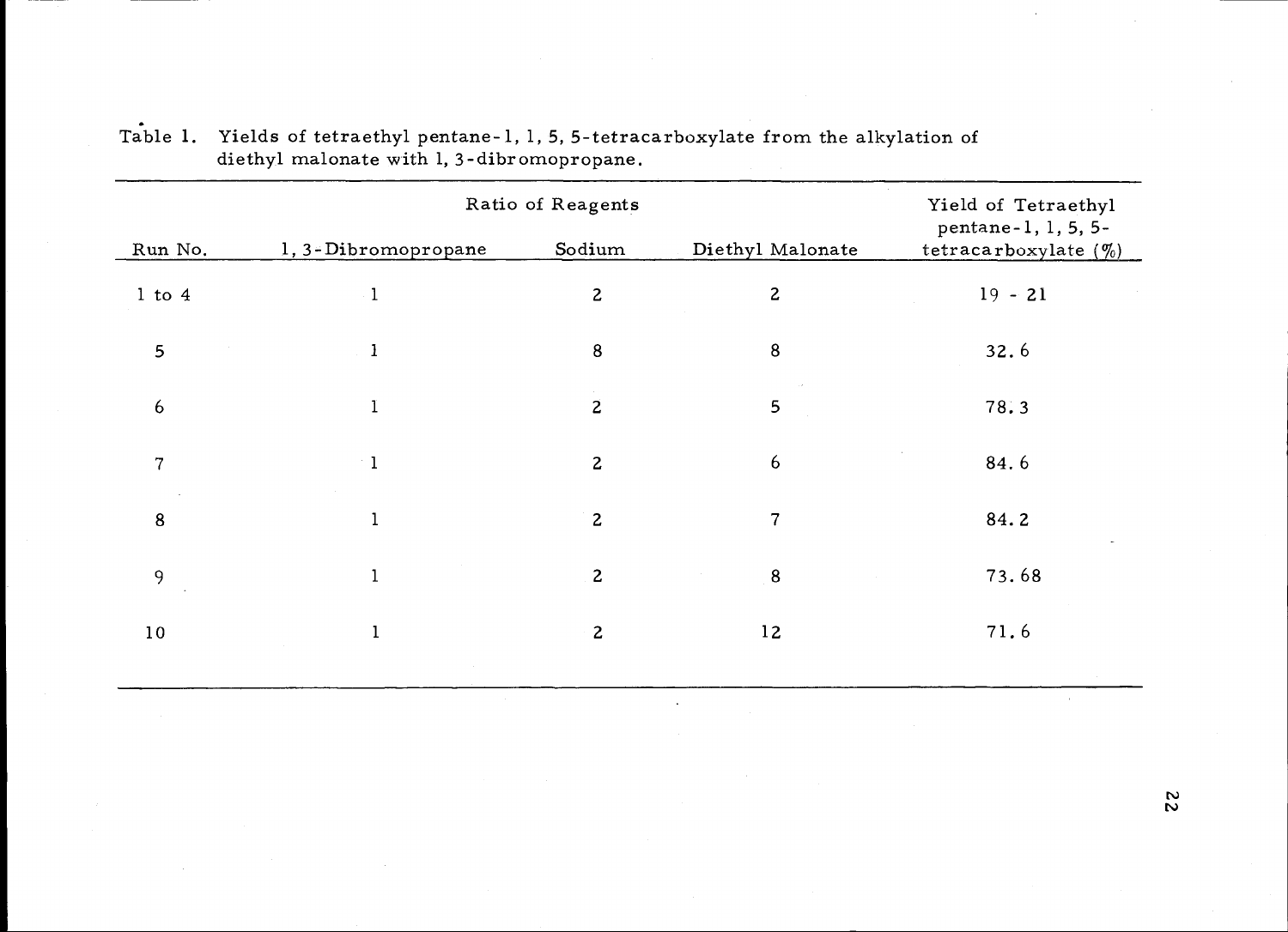Table 1. Yields of tetraethyl pentane-1, 1, 5, 5-tetracarboxylate from the alkylation of diethyl malonate with 1, 3-dibromopropane.

| Run No. | Ratio of Reagents | | | Yield of Tetraethyl pentane-1, 1, 5, 5-tetracarboxylate (%) |
|---|---|---|---|---|
| | 1, 3-Dibromopropane | Sodium | Diethyl Malonate | |
| 1 to 4 | 1 | 2 | 2 | 19 - 21 |
| 5 | 1 | 8 | 8 | 32.6 |
| 6 | 1 | 2 | 5 | 78.3 |
| 7 | 1 | 2 | 6 | 84.6 |
| 8 | 1 | 2 | 7 | 84.2 |
| 9 | 1 | 2 | 8 | 73.68 |
| 10 | 1 | 2 | 12 | 71.6 |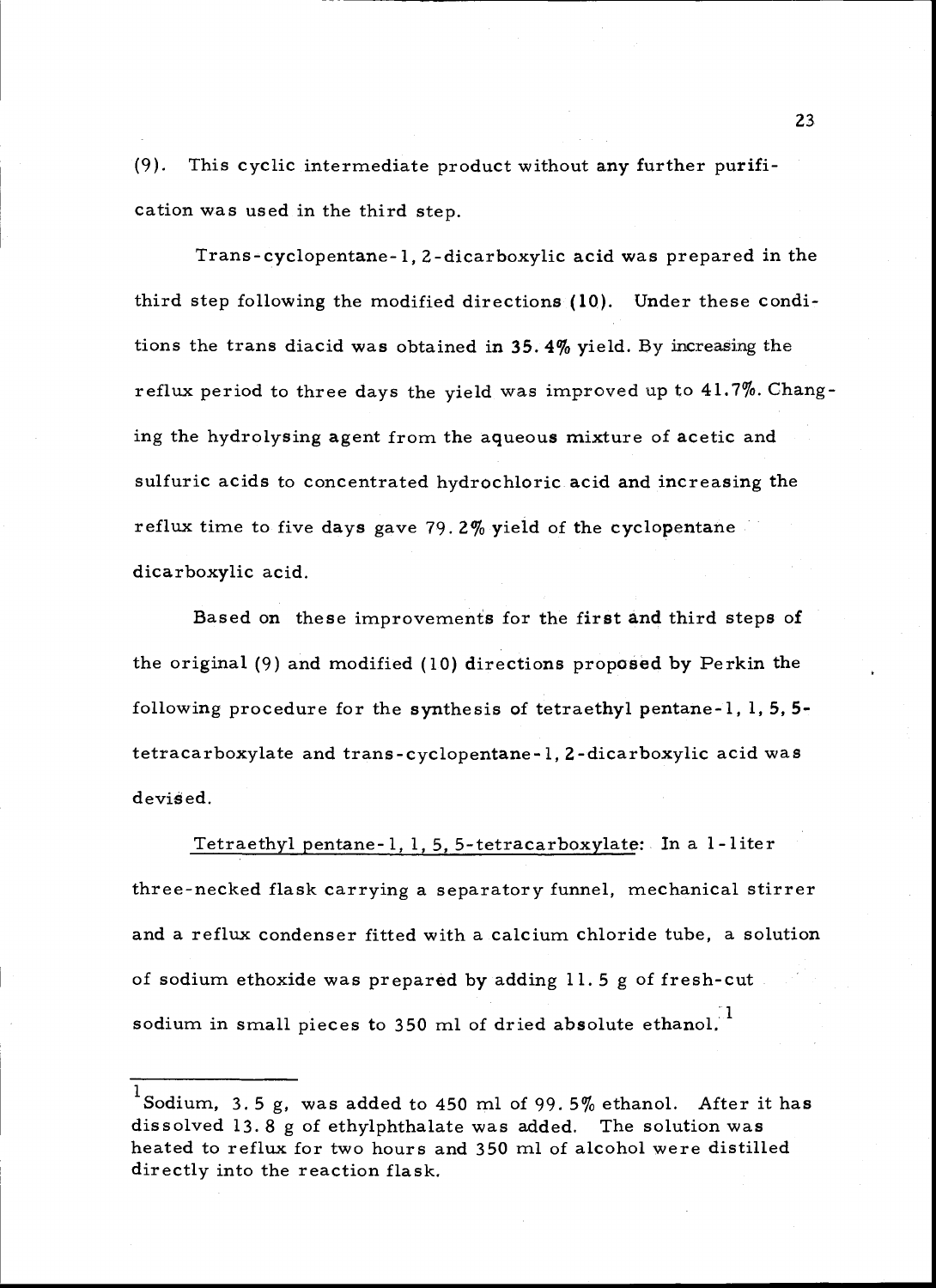(9). This cyclic intermediate product without any further purification was used in the third step.

Trans-cyclopentane-1, 2-dicarboxylic acid was prepared in the third step following the modified directions (10). Under these conditions the trans diacid was obtained in 35.4% yield. By increasing the reflux period to three days the yield was improved up to 41.7%. Changing the hydrolysing agent from the aqueous mixture of acetic and sulfuric acids to concentrated hydrochloric acid and increasing the reflux time to five days gave 79.2% yield of the cyclopentane dicarboxylic acid.

Based on these improvements for the first and third steps of the original (9) and modified (10) directions proposed by Perkin the following procedure for the synthesis of tetraethyl pentane-1, 1, 5, 5-tetracarboxylate and trans-cyclopentane-1, 2-dicarboxylic acid was devised.

<u>Tetraethyl pentane-1, 1, 5, 5-tetracarboxylate</u>: In a 1-liter three-necked flask carrying a separatory funnel, mechanical stirrer and a reflux condenser fitted with a calcium chloride tube, a solution of sodium ethoxide was prepared by adding 11.5 g of fresh-cut sodium in small pieces to 350 ml of dried absolute ethanol.[1]

---

[1] Sodium, 3.5 g, was added to 450 ml of 99.5% ethanol. After it has dissolved 13.8 g of ethylphthalate was added. The solution was heated to reflux for two hours and 350 ml of alcohol were distilled directly into the reaction flask.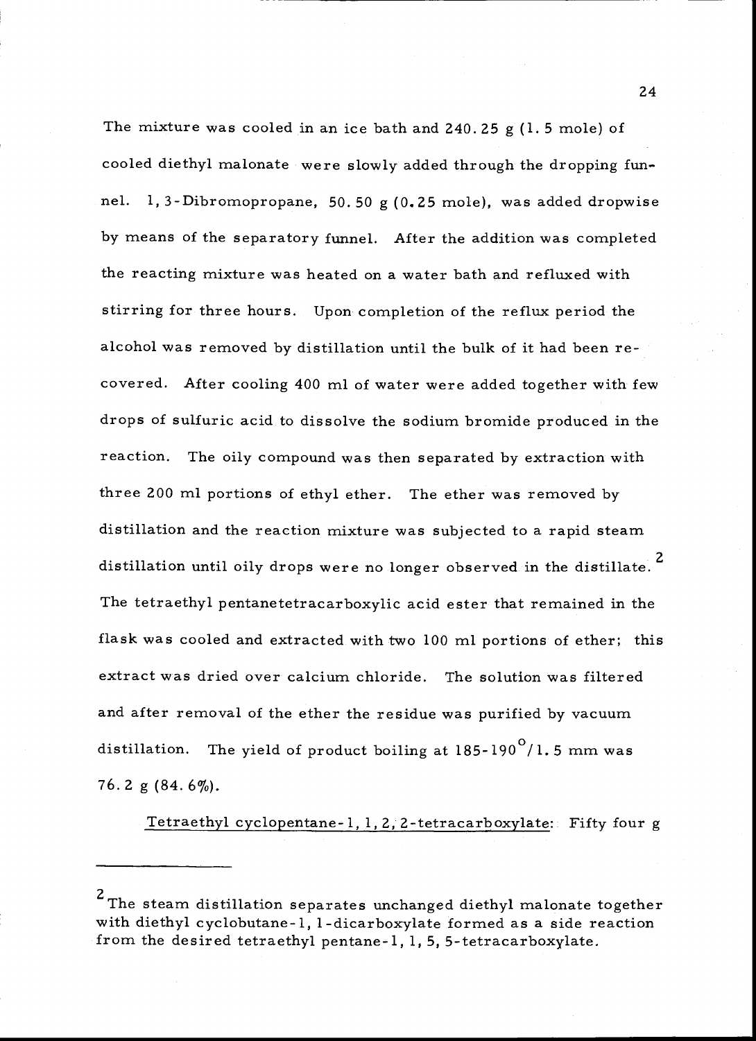The mixture was cooled in an ice bath and 240.25 g (1.5 mole) of cooled diethyl malonate were slowly added through the dropping funnel. 1,3-Dibromopropane, 50.50 g (0.25 mole), was added dropwise by means of the separatory funnel. After the addition was completed the reacting mixture was heated on a water bath and refluxed with stirring for three hours. Upon completion of the reflux period the alcohol was removed by distillation until the bulk of it had been recovered. After cooling 400 ml of water were added together with few drops of sulfuric acid to dissolve the sodium bromide produced in the reaction. The oily compound was then separated by extraction with three 200 ml portions of ethyl ether. The ether was removed by distillation and the reaction mixture was subjected to a rapid steam distillation until oily drops were no longer observed in the distillate.[2] The tetraethyl pentanetetracarboxylic acid ester that remained in the flask was cooled and extracted with two 100 ml portions of ether; this extract was dried over calcium chloride. The solution was filtered and after removal of the ether the residue was purified by vacuum distillation. The yield of product boiling at $185\text{-}190^{\circ}/1.5$ mm was 76.2 g (84.6%).

Tetraethyl cyclopentane-1,1,2,2-tetracarboxylate: Fifty four g

---

[2] The steam distillation separates unchanged diethyl malonate together with diethyl cyclobutane-1,1-dicarboxylate formed as a side reaction from the desired tetraethyl pentane-1,1,5,5-tetracarboxylate.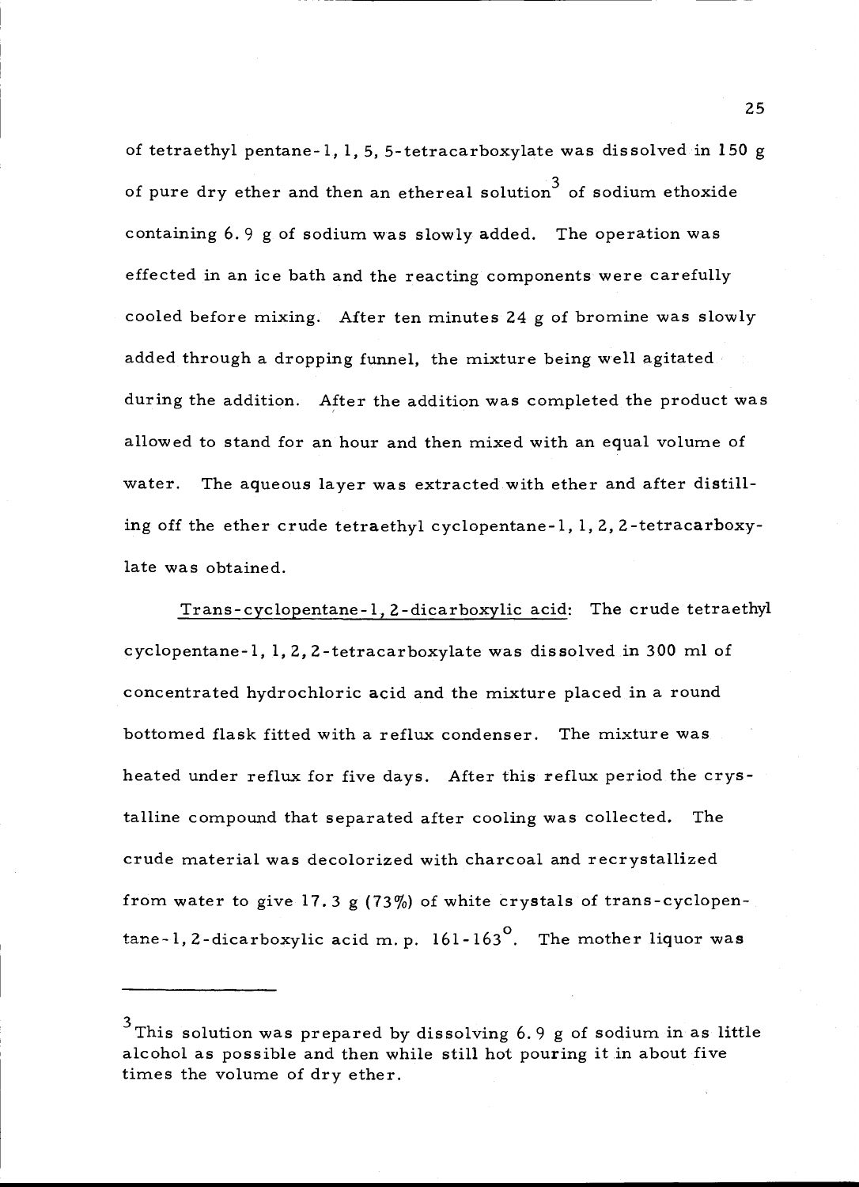of tetraethyl pentane-1, 1, 5, 5-tetracarboxylate was dissolved in 150 g of pure dry ether and then an ethereal solution[3] of sodium ethoxide containing 6.9 g of sodium was slowly added. The operation was effected in an ice bath and the reacting components were carefully cooled before mixing. After ten minutes 24 g of bromine was slowly added through a dropping funnel, the mixture being well agitated during the addition. After the addition was completed the product was allowed to stand for an hour and then mixed with an equal volume of water. The aqueous layer was extracted with ether and after distilling off the ether crude tetraethyl cyclopentane-1, 1, 2, 2-tetracarboxylate was obtained.

Trans-cyclopentane-1, 2-dicarboxylic acid: The crude tetraethyl cyclopentane-1, 1, 2, 2-tetracarboxylate was dissolved in 300 ml of concentrated hydrochloric acid and the mixture placed in a round bottomed flask fitted with a reflux condenser. The mixture was heated under reflux for five days. After this reflux period the crystalline compound that separated after cooling was collected. The crude material was decolorized with charcoal and recrystallized from water to give 17.3 g (73%) of white crystals of trans-cyclopentane-1, 2-dicarboxylic acid m. p. 161-163°. The mother liquor was

---

[3] This solution was prepared by dissolving 6.9 g of sodium in as little alcohol as possible and then while still hot pouring it in about five times the volume of dry ether.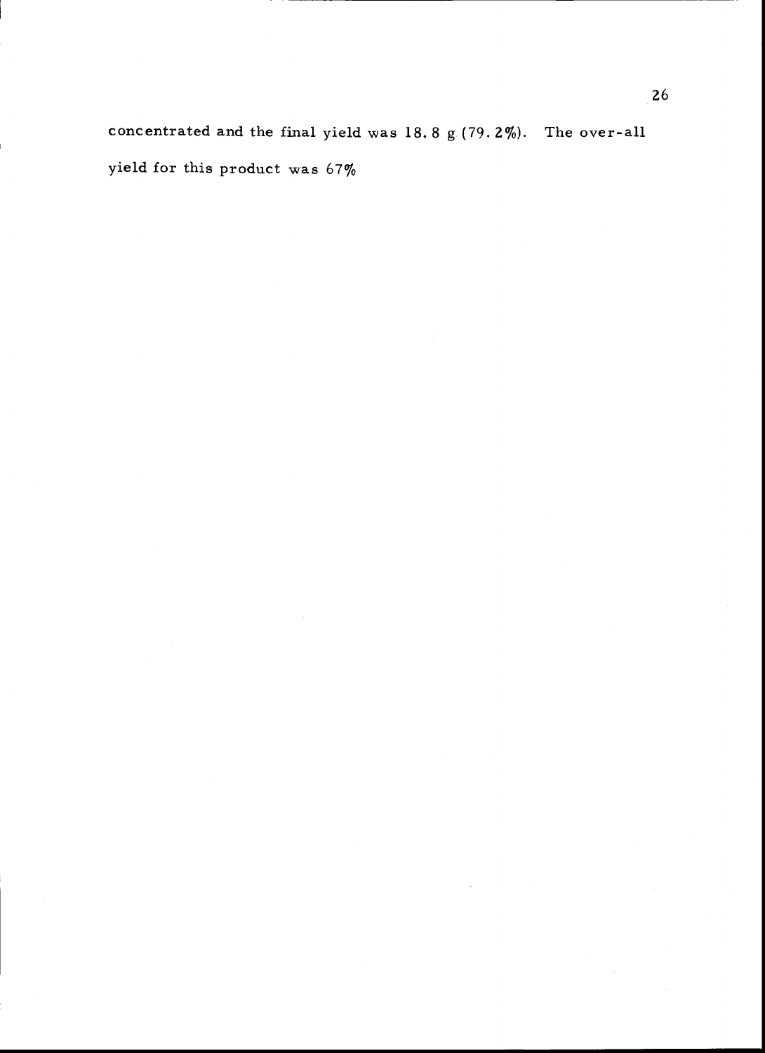concentrated and the final yield was 18.8 g (79.2%). The over-all yield for this product was 67%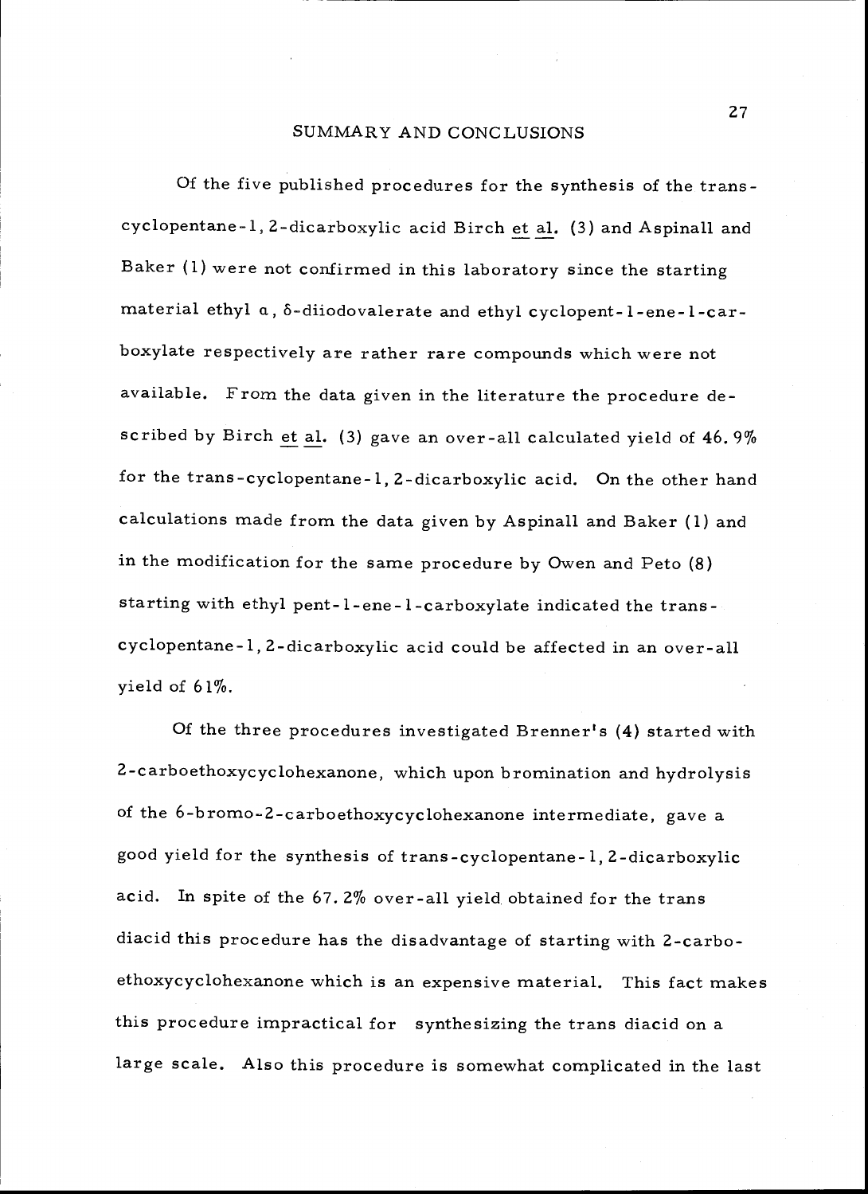# SUMMARY AND CONCLUSIONS

Of the five published procedures for the synthesis of the trans-cyclopentane-1, 2-dicarboxylic acid Birch *et al.* (3) and Aspinall and Baker (1) were not confirmed in this laboratory since the starting material ethyl α, δ-diiodovalerate and ethyl cyclopent-1-ene-1-carboxylate respectively are rather rare compounds which were not available. From the data given in the literature the procedure described by Birch *et al.* (3) gave an over-all calculated yield of 46.9% for the trans-cyclopentane-1, 2-dicarboxylic acid. On the other hand calculations made from the data given by Aspinall and Baker (1) and in the modification for the same procedure by Owen and Peto (8) starting with ethyl pent-1-ene-1-carboxylate indicated the trans-cyclopentane-1, 2-dicarboxylic acid could be affected in an over-all yield of 61%.

Of the three procedures investigated Brenner's (4) started with 2-carboethoxycyclohexanone, which upon bromination and hydrolysis of the 6-bromo-2-carboethoxycyclohexanone intermediate, gave a good yield for the synthesis of trans-cyclopentane-1, 2-dicarboxylic acid. In spite of the 67.2% over-all yield obtained for the trans diacid this procedure has the disadvantage of starting with 2-carboethoxycyclohexanone which is an expensive material. This fact makes this procedure impractical for synthesizing the trans diacid on a large scale. Also this procedure is somewhat complicated in the last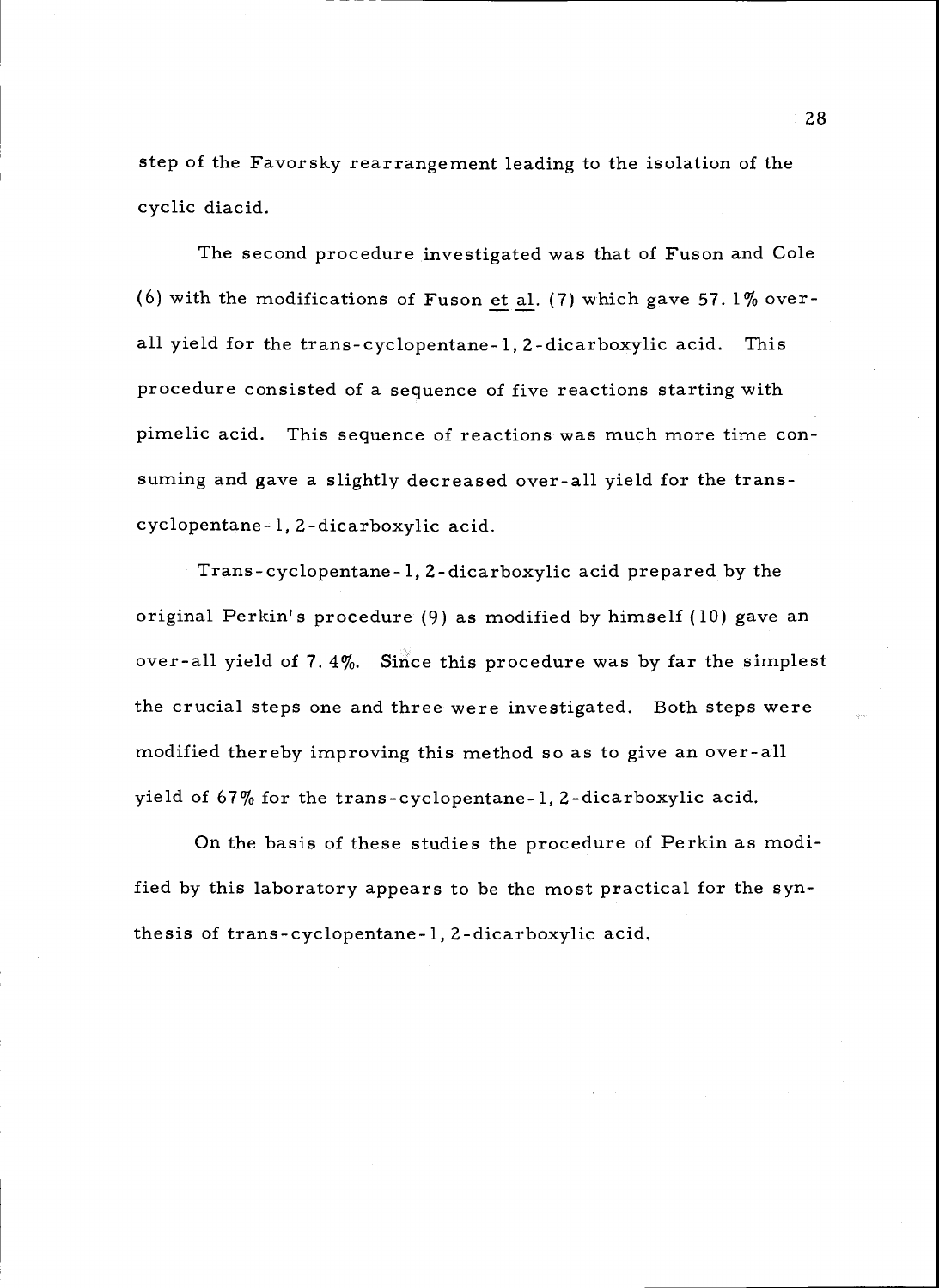step of the Favorsky rearrangement leading to the isolation of the cyclic diacid.

The second procedure investigated was that of Fuson and Cole (6) with the modifications of Fuson _et al._ (7) which gave 57.1% over-all yield for the trans-cyclopentane-1, 2-dicarboxylic acid. This procedure consisted of a sequence of five reactions starting with pimelic acid. This sequence of reactions was much more time consuming and gave a slightly decreased over-all yield for the trans-cyclopentane-1, 2-dicarboxylic acid.

Trans-cyclopentane-1, 2-dicarboxylic acid prepared by the original Perkin's procedure (9) as modified by himself (10) gave an over-all yield of 7.4%. Since this procedure was by far the simplest the crucial steps one and three were investigated. Both steps were modified thereby improving this method so as to give an over-all yield of 67% for the trans-cyclopentane-1, 2-dicarboxylic acid.

On the basis of these studies the procedure of Perkin as modified by this laboratory appears to be the most practical for the synthesis of trans-cyclopentane-1, 2-dicarboxylic acid.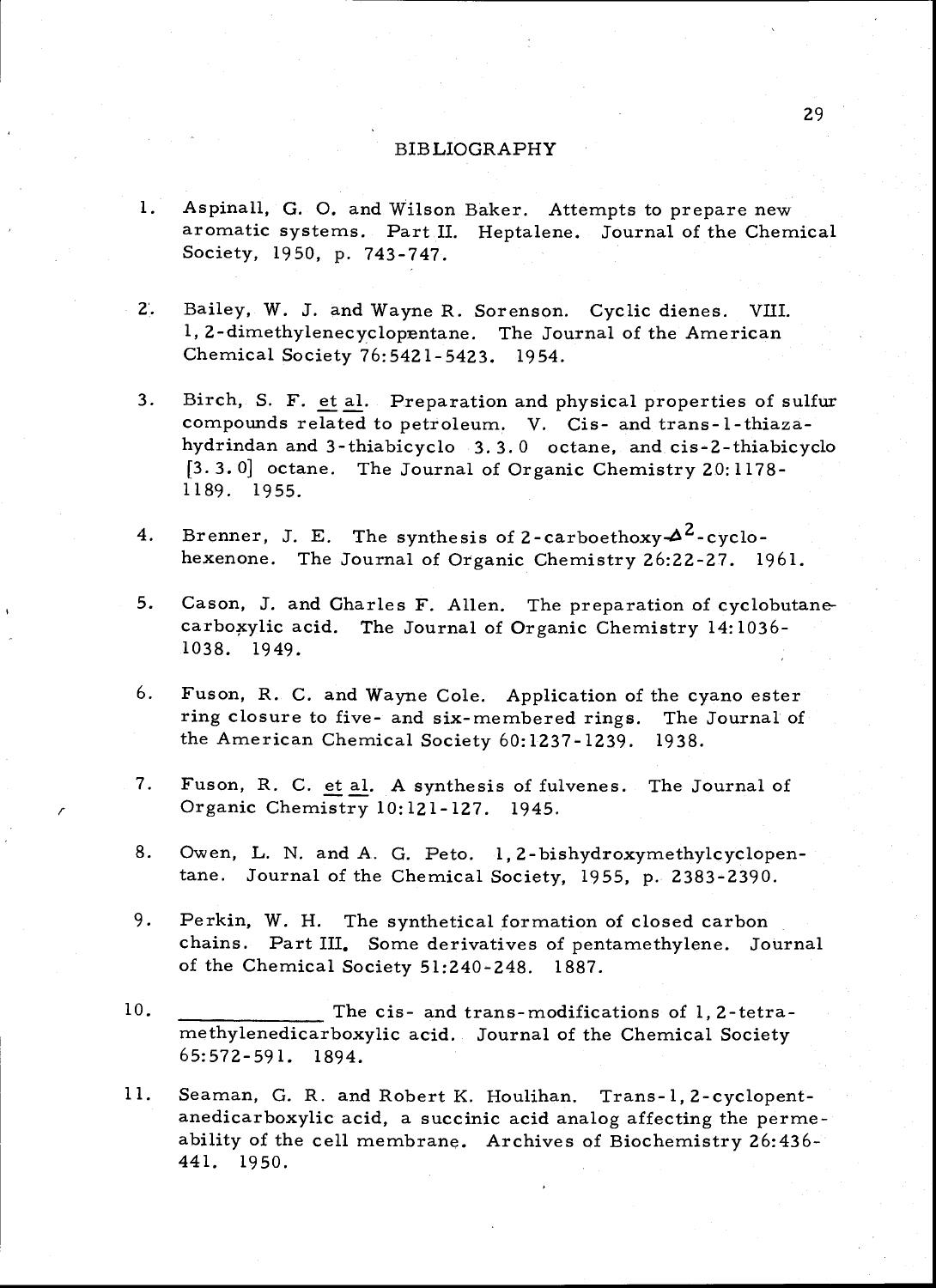# BIBLIOGRAPHY

1. Aspinall, G. O. and Wilson Baker. Attempts to prepare new aromatic systems. Part II. Heptalene. Journal of the Chemical Society, 1950, p. 743-747.

2. Bailey, W. J. and Wayne R. Sorenson. Cyclic dienes. VIII. 1, 2-dimethylenecyclopentane. The Journal of the American Chemical Society 76:5421-5423. 1954.

3. Birch, S. F. et al. Preparation and physical properties of sulfur compounds related to petroleum. V. Cis- and trans-1-thiazahydrindan and 3-thiabicyclo 3.3.0 octane, and cis-2-thiabicyclo [3.3.0] octane. The Journal of Organic Chemistry 20:1178-1189. 1955.

4. Brenner, J. E. The synthesis of 2-carboethoxy-$\Delta^2$-cyclohexenone. The Journal of Organic Chemistry 26:22-27. 1961.

5. Cason, J. and Charles F. Allen. The preparation of cyclobutanecarboxylic acid. The Journal of Organic Chemistry 14:1036-1038. 1949.

6. Fuson, R. C. and Wayne Cole. Application of the cyano ester ring closure to five- and six-membered rings. The Journal of the American Chemical Society 60:1237-1239. 1938.

7. Fuson, R. C. et al. A synthesis of fulvenes. The Journal of Organic Chemistry 10:121-127. 1945.

8. Owen, L. N. and A. G. Peto. 1,2-bishydroxymethylcyclopentane. Journal of the Chemical Society, 1955, p. 2383-2390.

9. Perkin, W. H. The synthetical formation of closed carbon chains. Part III. Some derivatives of pentamethylene. Journal of the Chemical Society 51:240-248. 1887.

10. _____________ The cis- and trans-modifications of 1,2-tetramethylenedicarboxylic acid. Journal of the Chemical Society 65:572-591. 1894.

11. Seaman, G. R. and Robert K. Houlihan. Trans-1,2-cyclopentanedicarboxylic acid, a succinic acid analog affecting the permeability of the cell membrane. Archives of Biochemistry 26:436-441. 1950.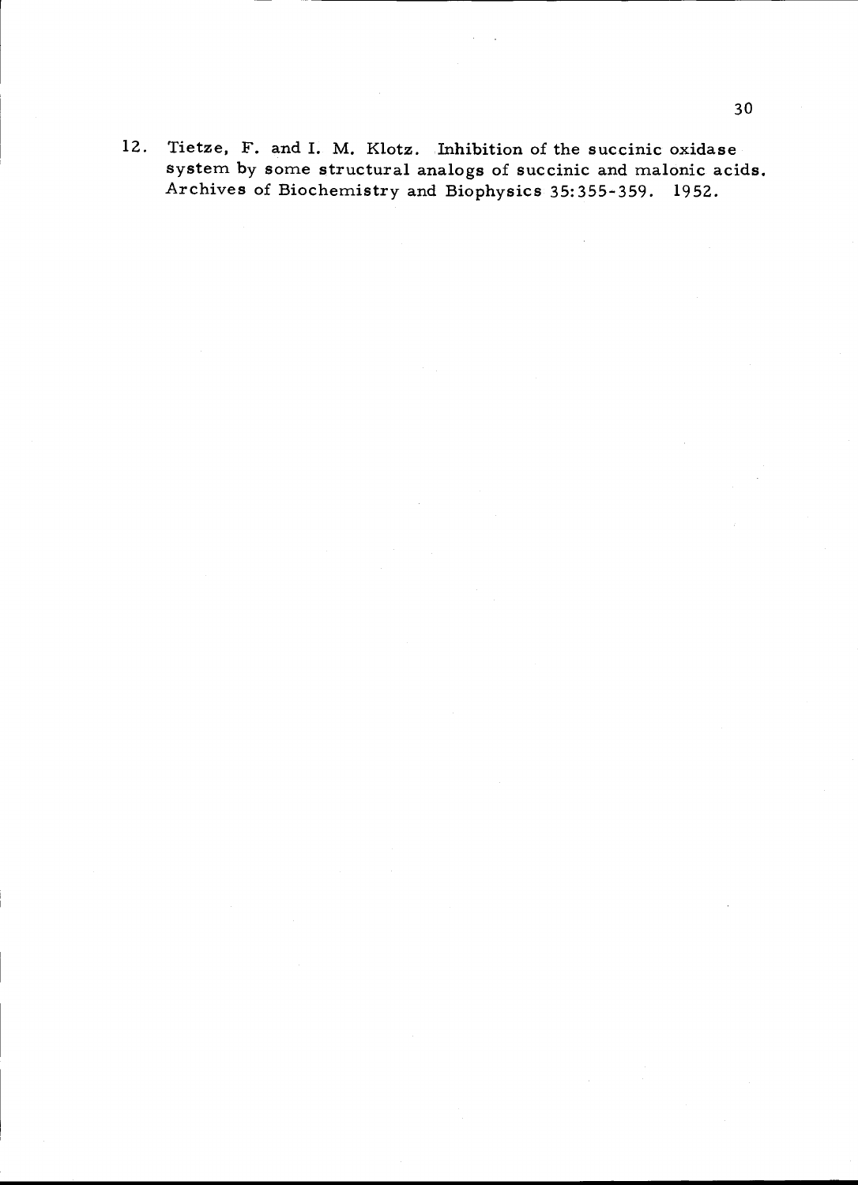12. Tietze, F. and I. M. Klotz. Inhibition of the succinic oxidase system by some structural analogs of succinic and malonic acids. Archives of Biochemistry and Biophysics 35:355-359. 1952.